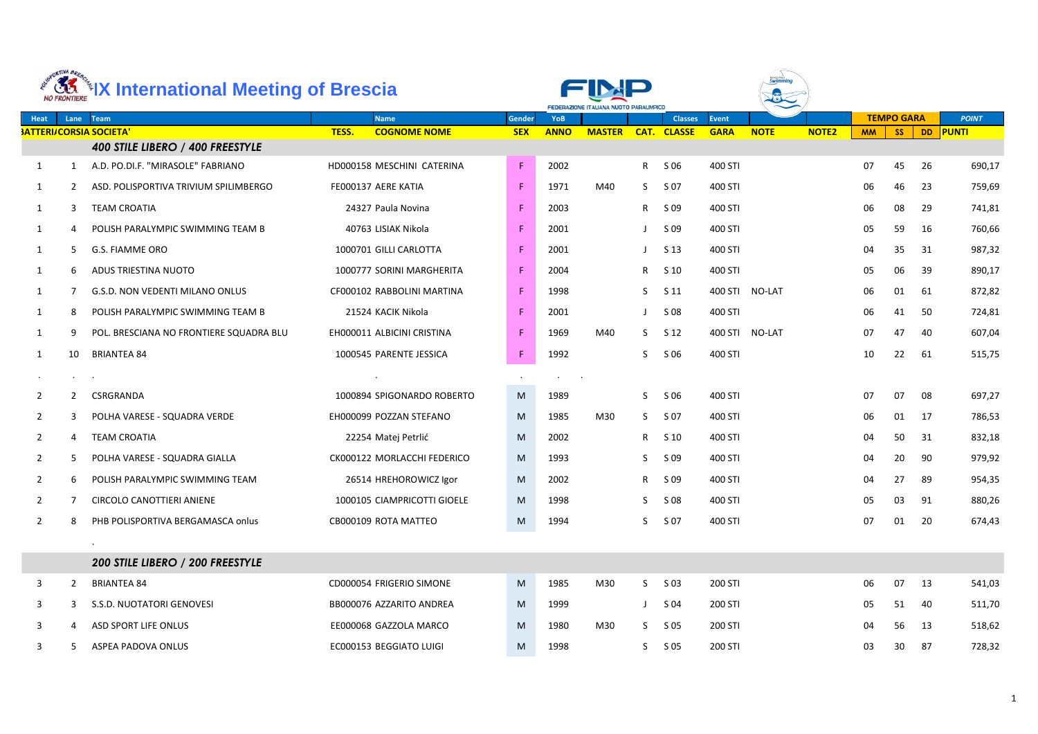# IX International Meeting of Brescia

| Heat | Lane | Team | | Name | Gender | YoB | | | Classes | Event | | | TEMPO GARA | | | POINT |
|---|---|---|---|---|---|---|---|---|---|---|---|---|---|---|---|---|
| BATTERI/CORSIA | | SOCIETA' | TESS. | COGNOME NOME | SEX | ANNO | MASTER | CAT. | CLASSE | GARA | NOTE | NOTE2 | MM | SS | DD | PUNTI |
| | | ***400 STILE LIBERO / 400 FREESTYLE*** | | | | | | | | | | | | | | |
| 1 | 1 | A.D. PO.DI.F. "MIRASOLE" FABRIANO | HD000158 | MESCHINI CATERINA | F | 2002 | | R | S 06 | 400 STI | | | 07 | 45 | 26 | 690,17 |
| 1 | 2 | ASD. POLISPORTIVA TRIVIUM SPILIMBERGO | FE000137 | AERE KATIA | F | 1971 | M40 | S | S 07 | 400 STI | | | 06 | 46 | 23 | 759,69 |
| 1 | 3 | TEAM CROATIA | 24327 | Paula Novina | F | 2003 | | R | S 09 | 400 STI | | | 06 | 08 | 29 | 741,81 |
| 1 | 4 | POLISH PARALYMPIC SWIMMING TEAM B | 40763 | LISIAK Nikola | F | 2001 | | J | S 09 | 400 STI | | | 05 | 59 | 16 | 760,66 |
| 1 | 5 | G.S. FIAMME ORO | 1000701 | GILLI CARLOTTA | F | 2001 | | J | S 13 | 400 STI | | | 04 | 35 | 31 | 987,32 |
| 1 | 6 | ADUS TRIESTINA NUOTO | 1000777 | SORINI MARGHERITA | F | 2004 | | R | S 10 | 400 STI | | | 05 | 06 | 39 | 890,17 |
| 1 | 7 | G.S.D. NON VEDENTI MILANO ONLUS | CF000102 | RABBOLINI MARTINA | F | 1998 | | S | S 11 | 400 STI | NO-LAT | | 06 | 01 | 61 | 872,82 |
| 1 | 8 | POLISH PARALYMPIC SWIMMING TEAM B | 21524 | KACIK Nikola | F | 2001 | | J | S 08 | 400 STI | | | 06 | 41 | 50 | 724,81 |
| 1 | 9 | POL. BRESCIANA NO FRONTIERE SQUADRA BLU | EH000011 | ALBICINI CRISTINA | F | 1969 | M40 | S | S 12 | 400 STI | NO-LAT | | 07 | 47 | 40 | 607,04 |
| 1 | 10 | BRIANTEA 84 | 1000545 | PARENTE JESSICA | F | 1992 | | S | S 06 | 400 STI | | | 10 | 22 | 61 | 515,75 |
| . | . | . | | . | . | . | . | | | | | | | | | |
| 2 | 2 | CSRGRANDA | 1000894 | SPIGONARDO ROBERTO | M | 1989 | | S | S 06 | 400 STI | | | 07 | 07 | 08 | 697,27 |
| 2 | 3 | POLHA VARESE - SQUADRA VERDE | EH000099 | POZZAN STEFANO | M | 1985 | M30 | S | S 07 | 400 STI | | | 06 | 01 | 17 | 786,53 |
| 2 | 4 | TEAM CROATIA | 22254 | Matej Petrlić | M | 2002 | | R | S 10 | 400 STI | | | 04 | 50 | 31 | 832,18 |
| 2 | 5 | POLHA VARESE - SQUADRA GIALLA | CK000122 | MORLACCHI FEDERICO | M | 1993 | | S | S 09 | 400 STI | | | 04 | 20 | 90 | 979,92 |
| 2 | 6 | POLISH PARALYMPIC SWIMMING TEAM | 26514 | HREHOROWICZ Igor | M | 2002 | | R | S 09 | 400 STI | | | 04 | 27 | 89 | 954,35 |
| 2 | 7 | CIRCOLO CANOTTIERI ANIENE | 1000105 | CIAMPRICOTTI GIOELE | M | 1998 | | S | S 08 | 400 STI | | | 05 | 03 | 91 | 880,26 |
| 2 | 8 | PHB POLISPORTIVA BERGAMASCA onlus | CB000109 | ROTA MATTEO | M | 1994 | | S | S 07 | 400 STI | | | 07 | 01 | 20 | 674,43 |
| | | . | | | | | | | | | | | | | | |
| | | ***200 STILE LIBERO / 200 FREESTYLE*** | | | | | | | | | | | | | | |
| 3 | 2 | BRIANTEA 84 | CD000054 | FRIGERIO SIMONE | M | 1985 | M30 | S | S 03 | 200 STI | | | 06 | 07 | 13 | 541,03 |
| 3 | 3 | S.S.D. NUOTATORI GENOVESI | BB000076 | AZZARITO ANDREA | M | 1999 | | J | S 04 | 200 STI | | | 05 | 51 | 40 | 511,70 |
| 3 | 4 | ASD SPORT LIFE ONLUS | EE000068 | GAZZOLA MARCO | M | 1980 | M30 | S | S 05 | 200 STI | | | 04 | 56 | 13 | 518,62 |
| 3 | 5 | ASPEA PADOVA ONLUS | EC000153 | BEGGIATO LUIGI | M | 1998 | | S | S 05 | 200 STI | | | 03 | 30 | 87 | 728,32 |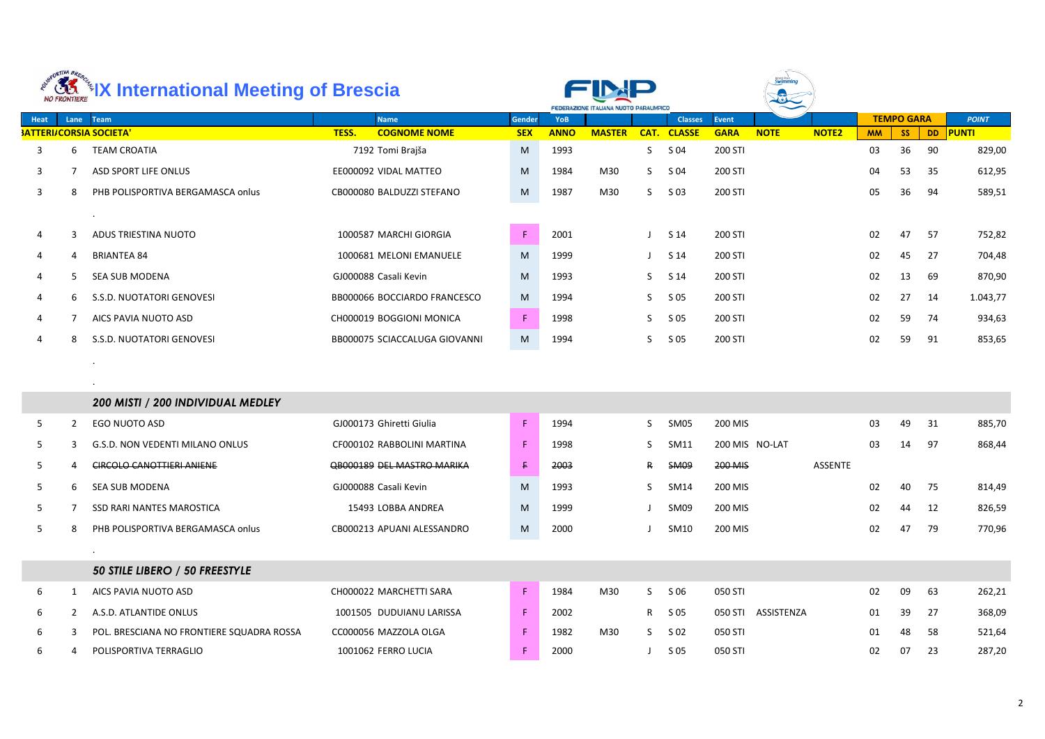# IX International Meeting of Brescia

| Heat | Lane | Team | Name | | Gender | YoB | | | Classes | Event | | | TEMPO GARA | | | POINT |
|---|---|---|---|---|---|---|---|---|---|---|---|---|---|---|---|---|
| BATTERI/CORSIA | | SOCIETA' | TESS. | COGNOME NOME | SEX | ANNO | MASTER | CAT. | CLASSE | GARA | NOTE | NOTE2 | MM | SS | DD | PUNTI |
| 3 | 6 | TEAM CROATIA | 7192 | Tomi Brajša | M | 1993 | | S | S 04 | 200 STI | | | 03 | 36 | 90 | 829,00 |
| 3 | 7 | ASD SPORT LIFE ONLUS | EE000092 | VIDAL MATTEO | M | 1984 | M30 | S | S 04 | 200 STI | | | 04 | 53 | 35 | 612,95 |
| 3 | 8 | PHB POLISPORTIVA BERGAMASCA onlus | CB000080 | BALDUZZI STEFANO | M | 1987 | M30 | S | S 03 | 200 STI | | | 05 | 36 | 94 | 589,51 |
| | | . | | | | | | | | | | | | | | |
| 4 | 3 | ADUS TRIESTINA NUOTO | 1000587 | MARCHI GIORGIA | F | 2001 | | J | S 14 | 200 STI | | | 02 | 47 | 57 | 752,82 |
| 4 | 4 | BRIANTEA 84 | 1000681 | MELONI EMANUELE | M | 1999 | | J | S 14 | 200 STI | | | 02 | 45 | 27 | 704,48 |
| 4 | 5 | SEA SUB MODENA | GJ000088 | Casali Kevin | M | 1993 | | S | S 14 | 200 STI | | | 02 | 13 | 69 | 870,90 |
| 4 | 6 | S.S.D. NUOTATORI GENOVESI | BB000066 | BOCCIARDO FRANCESCO | M | 1994 | | S | S 05 | 200 STI | | | 02 | 27 | 14 | 1.043,77 |
| 4 | 7 | AICS PAVIA NUOTO ASD | CH000019 | BOGGIONI MONICA | F | 1998 | | S | S 05 | 200 STI | | | 02 | 59 | 74 | 934,63 |
| 4 | 8 | S.S.D. NUOTATORI GENOVESI | BB000075 | SCIACCALUGA GIOVANNI | M | 1994 | | S | S 05 | 200 STI | | | 02 | 59 | 91 | 853,65 |
| | | . | | | | | | | | | | | | | | |
| | | . | | | | | | | | | | | | | | |
| | | ***200 MISTI / 200 INDIVIDUAL MEDLEY*** | | | | | | | | | | | | | | |
| 5 | 2 | EGO NUOTO ASD | GJ000173 | Ghiretti Giulia | F | 1994 | | S | SM05 | 200 MIS | | | 03 | 49 | 31 | 885,70 |
| 5 | 3 | G.S.D. NON VEDENTI MILANO ONLUS | CF000102 | RABBOLINI MARTINA | F | 1998 | | S | SM11 | 200 MIS | NO-LAT | | 03 | 14 | 97 | 868,44 |
| 5 | 4 | ~~CIRCOLO CANOTTIERI ANIENE~~ | ~~QB000189~~ | ~~DEL MASTRO MARIKA~~ | ~~F~~ | ~~2003~~ | | ~~R~~ | ~~SM09~~ | ~~200 MIS~~ | | ASSENTE | | | | |
| 5 | 6 | SEA SUB MODENA | GJ000088 | Casali Kevin | M | 1993 | | S | SM14 | 200 MIS | | | 02 | 40 | 75 | 814,49 |
| 5 | 7 | SSD RARI NANTES MAROSTICA | 15493 | LOBBA ANDREA | M | 1999 | | J | SM09 | 200 MIS | | | 02 | 44 | 12 | 826,59 |
| 5 | 8 | PHB POLISPORTIVA BERGAMASCA onlus | CB000213 | APUANI ALESSANDRO | M | 2000 | | J | SM10 | 200 MIS | | | 02 | 47 | 79 | 770,96 |
| | | . | | | | | | | | | | | | | | |
| | | ***50 STILE LIBERO / 50 FREESTYLE*** | | | | | | | | | | | | | | |
| 6 | 1 | AICS PAVIA NUOTO ASD | CH000022 | MARCHETTI SARA | F | 1984 | M30 | S | S 06 | 050 STI | | | 02 | 09 | 63 | 262,21 |
| 6 | 2 | A.S.D. ATLANTIDE ONLUS | 1001505 | DUDUIANU LARISSA | F | 2002 | | R | S 05 | 050 STI | ASSISTENZA | | 01 | 39 | 27 | 368,09 |
| 6 | 3 | POL. BRESCIANA NO FRONTIERE SQUADRA ROSSA | CC000056 | MAZZOLA OLGA | F | 1982 | M30 | S | S 02 | 050 STI | | | 01 | 48 | 58 | 521,64 |
| 6 | 4 | POLISPORTIVA TERRAGLIO | 1001062 | FERRO LUCIA | F | 2000 | | J | S 05 | 050 STI | | | 02 | 07 | 23 | 287,20 |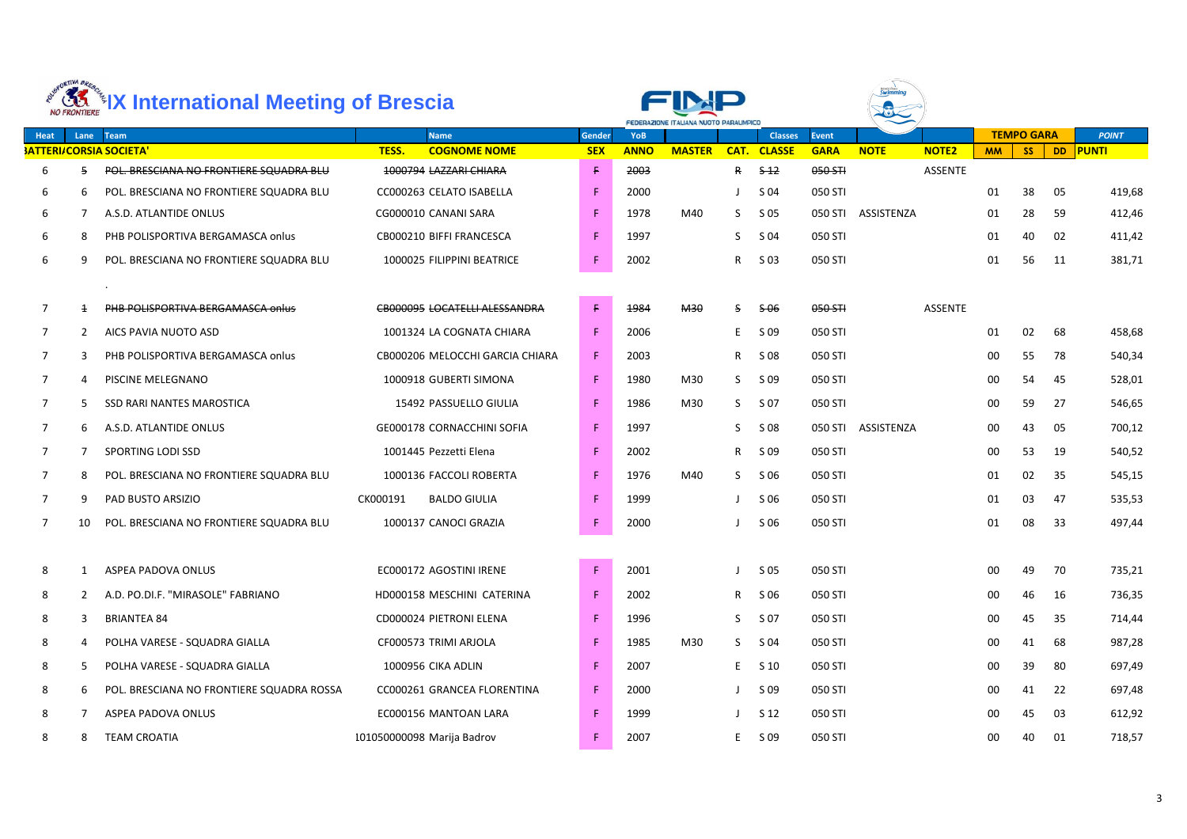# IX International Meeting of Brescia

| Heat | Lane | Team | TESS. | Name | Gender | YoB | | | Classes | Event | | | TEMPO GARA | | | POINT |
|---|---|---|---|---|---|---|---|---|---|---|---|---|---|---|---|---|
| BATTERI/CORSIA | | SOCIETA' | TESS. | COGNOME NOME | SEX | ANNO | MASTER | CAT. | CLASSE | GARA | NOTE | NOTE2 | MM | SS | DD | PUNTI |
| 6 | ~~5~~ | ~~POL. BRESCIANA NO FRONTIERE SQUADRA BLU~~ | | ~~1000794 LAZZARI CHIARA~~ | ~~F~~ | ~~2003~~ | | ~~R~~ | ~~S 12~~ | ~~050 STI~~ | | ASSENTE | | | | |
| 6 | 6 | POL. BRESCIANA NO FRONTIERE SQUADRA BLU | | CC000263 CELATO ISABELLA | F | 2000 | | J | S 04 | 050 STI | | | 01 | 38 | 05 | 419,68 |
| 6 | 7 | A.S.D. ATLANTIDE ONLUS | | CG000010 CANANI SARA | F | 1978 | M40 | S | S 05 | 050 STI | ASSISTENZA | | 01 | 28 | 59 | 412,46 |
| 6 | 8 | PHB POLISPORTIVA BERGAMASCA onlus | | CB000210 BIFFI FRANCESCA | F | 1997 | | S | S 04 | 050 STI | | | 01 | 40 | 02 | 411,42 |
| 6 | 9 | POL. BRESCIANA NO FRONTIERE SQUADRA BLU | | 1000025 FILIPPINI BEATRICE | F | 2002 | | R | S 03 | 050 STI | | | 01 | 56 | 11 | 381,71 |
| | | . | | | | | | | | | | | | | | |
| 7 | ~~1~~ | ~~PHB POLISPORTIVA BERGAMASCA onlus~~ | | ~~CB000095 LOCATELLI ALESSANDRA~~ | ~~F~~ | ~~1984~~ | ~~M30~~ | ~~S~~ | ~~S 06~~ | ~~050 STI~~ | | ASSENTE | | | | |
| 7 | 2 | AICS PAVIA NUOTO ASD | | 1001324 LA COGNATA CHIARA | F | 2006 | | E | S 09 | 050 STI | | | 01 | 02 | 68 | 458,68 |
| 7 | 3 | PHB POLISPORTIVA BERGAMASCA onlus | | CB000206 MELOCCHI GARCIA CHIARA | F | 2003 | | R | S 08 | 050 STI | | | 00 | 55 | 78 | 540,34 |
| 7 | 4 | PISCINE MELEGNANO | | 1000918 GUBERTI SIMONA | F | 1980 | M30 | S | S 09 | 050 STI | | | 00 | 54 | 45 | 528,01 |
| 7 | 5 | SSD RARI NANTES MAROSTICA | | 15492 PASSUELLO GIULIA | F | 1986 | M30 | S | S 07 | 050 STI | | | 00 | 59 | 27 | 546,65 |
| 7 | 6 | A.S.D. ATLANTIDE ONLUS | | GE000178 CORNACCHINI SOFIA | F | 1997 | | S | S 08 | 050 STI | ASSISTENZA | | 00 | 43 | 05 | 700,12 |
| 7 | 7 | SPORTING LODI SSD | | 1001445 Pezzetti Elena | F | 2002 | | R | S 09 | 050 STI | | | 00 | 53 | 19 | 540,52 |
| 7 | 8 | POL. BRESCIANA NO FRONTIERE SQUADRA BLU | | 1000136 FACCOLI ROBERTA | F | 1976 | M40 | S | S 06 | 050 STI | | | 01 | 02 | 35 | 545,15 |
| 7 | 9 | PAD BUSTO ARSIZIO | CK000191 | BALDO GIULIA | F | 1999 | | J | S 06 | 050 STI | | | 01 | 03 | 47 | 535,53 |
| 7 | 10 | POL. BRESCIANA NO FRONTIERE SQUADRA BLU | | 1000137 CANOCI GRAZIA | F | 2000 | | J | S 06 | 050 STI | | | 01 | 08 | 33 | 497,44 |
| 8 | 1 | ASPEA PADOVA ONLUS | | EC000172 AGOSTINI IRENE | F | 2001 | | J | S 05 | 050 STI | | | 00 | 49 | 70 | 735,21 |
| 8 | 2 | A.D. PO.DI.F. "MIRASOLE" FABRIANO | | HD000158 MESCHINI CATERINA | F | 2002 | | R | S 06 | 050 STI | | | 00 | 46 | 16 | 736,35 |
| 8 | 3 | BRIANTEA 84 | | CD000024 PIETRONI ELENA | F | 1996 | | S | S 07 | 050 STI | | | 00 | 45 | 35 | 714,44 |
| 8 | 4 | POLHA VARESE - SQUADRA GIALLA | | CF000573 TRIMI ARJOLA | F | 1985 | M30 | S | S 04 | 050 STI | | | 00 | 41 | 68 | 987,28 |
| 8 | 5 | POLHA VARESE - SQUADRA GIALLA | | 1000956 CIKA ADLIN | F | 2007 | | E | S 10 | 050 STI | | | 00 | 39 | 80 | 697,49 |
| 8 | 6 | POL. BRESCIANA NO FRONTIERE SQUADRA ROSSA | | CC000261 GRANCEA FLORENTINA | F | 2000 | | J | S 09 | 050 STI | | | 00 | 41 | 22 | 697,48 |
| 8 | 7 | ASPEA PADOVA ONLUS | | EC000156 MANTOAN LARA | F | 1999 | | J | S 12 | 050 STI | | | 00 | 45 | 03 | 612,92 |
| 8 | 8 | TEAM CROATIA | 101050000098 | Marija Badrov | F | 2007 | | E | S 09 | 050 STI | | | 00 | 40 | 01 | 718,57 |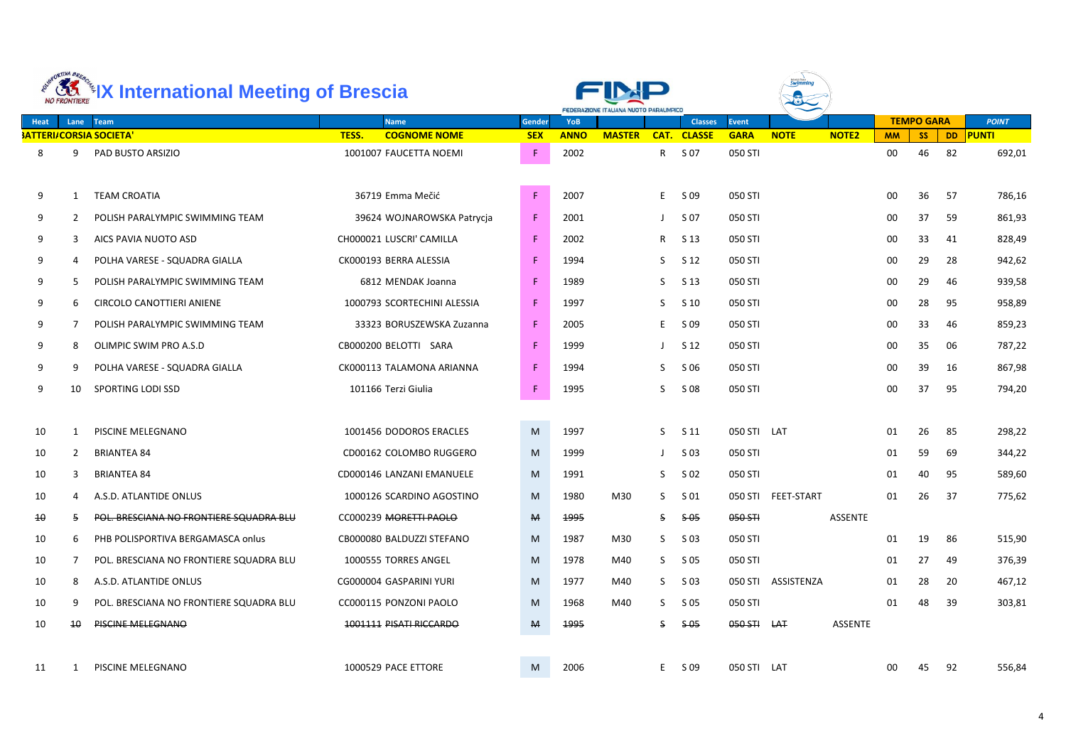# IX International Meeting of Brescia

| Heat | Lane | Team | | Name | Gender | YoB | | | Classes | Event | | | TEMPO GARA | | | POINT |
|---|---|---|---|---|---|---|---|---|---|---|---|---|---|---|---|---|
| BATTERIA/CORSIA SOCIETA' | | | TESS. | COGNOME NOME | SEX | ANNO | MASTER | CAT. | CLASSE | GARA | NOTE | NOTE2 | MM | SS | DD | PUNTI |
| 8 | 9 | PAD BUSTO ARSIZIO | 1001007 | FAUCETTA NOEMI | F | 2002 | | R | S 07 | 050 STI | | | 00 | 46 | 82 | 692,01 |
| 9 | 1 | TEAM CROATIA | 36719 | Emma Mečić | F | 2007 | | E | S 09 | 050 STI | | | 00 | 36 | 57 | 786,16 |
| 9 | 2 | POLISH PARALYMPIC SWIMMING TEAM | 39624 | WOJNAROWSKA Patrycja | F | 2001 | | J | S 07 | 050 STI | | | 00 | 37 | 59 | 861,93 |
| 9 | 3 | AICS PAVIA NUOTO ASD | CH000021 | LUSCRI' CAMILLA | F | 2002 | | R | S 13 | 050 STI | | | 00 | 33 | 41 | 828,49 |
| 9 | 4 | POLHA VARESE - SQUADRA GIALLA | CK000193 | BERRA ALESSIA | F | 1994 | | S | S 12 | 050 STI | | | 00 | 29 | 28 | 942,62 |
| 9 | 5 | POLISH PARALYMPIC SWIMMING TEAM | 6812 | MENDAK Joanna | F | 1989 | | S | S 13 | 050 STI | | | 00 | 29 | 46 | 939,58 |
| 9 | 6 | CIRCOLO CANOTTIERI ANIENE | 1000793 | SCORTECHINI ALESSIA | F | 1997 | | S | S 10 | 050 STI | | | 00 | 28 | 95 | 958,89 |
| 9 | 7 | POLISH PARALYMPIC SWIMMING TEAM | 33323 | BORUSZEWSKA Zuzanna | F | 2005 | | E | S 09 | 050 STI | | | 00 | 33 | 46 | 859,23 |
| 9 | 8 | OLIMPIC SWIM PRO A.S.D | CB000200 | BELOTTI SARA | F | 1999 | | J | S 12 | 050 STI | | | 00 | 35 | 06 | 787,22 |
| 9 | 9 | POLHA VARESE - SQUADRA GIALLA | CK000113 | TALAMONA ARIANNA | F | 1994 | | S | S 06 | 050 STI | | | 00 | 39 | 16 | 867,98 |
| 9 | 10 | SPORTING LODI SSD | 101166 | Terzi Giulia | F | 1995 | | S | S 08 | 050 STI | | | 00 | 37 | 95 | 794,20 |
| 10 | 1 | PISCINE MELEGNANO | 1001456 | DODOROS ERACLES | M | 1997 | | S | S 11 | 050 STI | LAT | | 01 | 26 | 85 | 298,22 |
| 10 | 2 | BRIANTEA 84 | CD00162 | COLOMBO RUGGERO | M | 1999 | | J | S 03 | 050 STI | | | 01 | 59 | 69 | 344,22 |
| 10 | 3 | BRIANTEA 84 | CD000146 | LANZANI EMANUELE | M | 1991 | | S | S 02 | 050 STI | | | 01 | 40 | 95 | 589,60 |
| 10 | 4 | A.S.D. ATLANTIDE ONLUS | 1000126 | SCARDINO AGOSTINO | M | 1980 | M30 | S | S 01 | 050 STI | FEET-START | | 01 | 26 | 37 | 775,62 |
| ~~10~~ | ~~5~~ | ~~POL. BRESCIANA NO FRONTIERE SQUADRA BLU~~ | ~~CC000239~~ | ~~MORETTI PAOLO~~ | ~~M~~ | ~~1995~~ | | ~~S~~ | ~~S 05~~ | ~~050 STI~~ | | ASSENTE | | | | |
| 10 | 6 | PHB POLISPORTIVA BERGAMASCA onlus | CB000080 | BALDUZZI STEFANO | M | 1987 | M30 | S | S 03 | 050 STI | | | 01 | 19 | 86 | 515,90 |
| 10 | 7 | POL. BRESCIANA NO FRONTIERE SQUADRA BLU | 1000555 | TORRES ANGEL | M | 1978 | M40 | S | S 05 | 050 STI | | | 01 | 27 | 49 | 376,39 |
| 10 | 8 | A.S.D. ATLANTIDE ONLUS | CG000004 | GASPARINI YURI | M | 1977 | M40 | S | S 03 | 050 STI | ASSISTENZA | | 01 | 28 | 20 | 467,12 |
| 10 | 9 | POL. BRESCIANA NO FRONTIERE SQUADRA BLU | CC000115 | PONZONI PAOLO | M | 1968 | M40 | S | S 05 | 050 STI | | | 01 | 48 | 39 | 303,81 |
| 10 | ~~10~~ | ~~PISCINE MELEGNANO~~ | ~~1001111~~ | ~~PISATI RICCARDO~~ | ~~M~~ | ~~1995~~ | | ~~S~~ | ~~S 05~~ | ~~050 STI~~ | ~~LAT~~ | ASSENTE | | | | |
| 11 | 1 | PISCINE MELEGNANO | 1000529 | PACE ETTORE | M | 2006 | | E | S 09 | 050 STI | LAT | | 00 | 45 | 92 | 556,84 |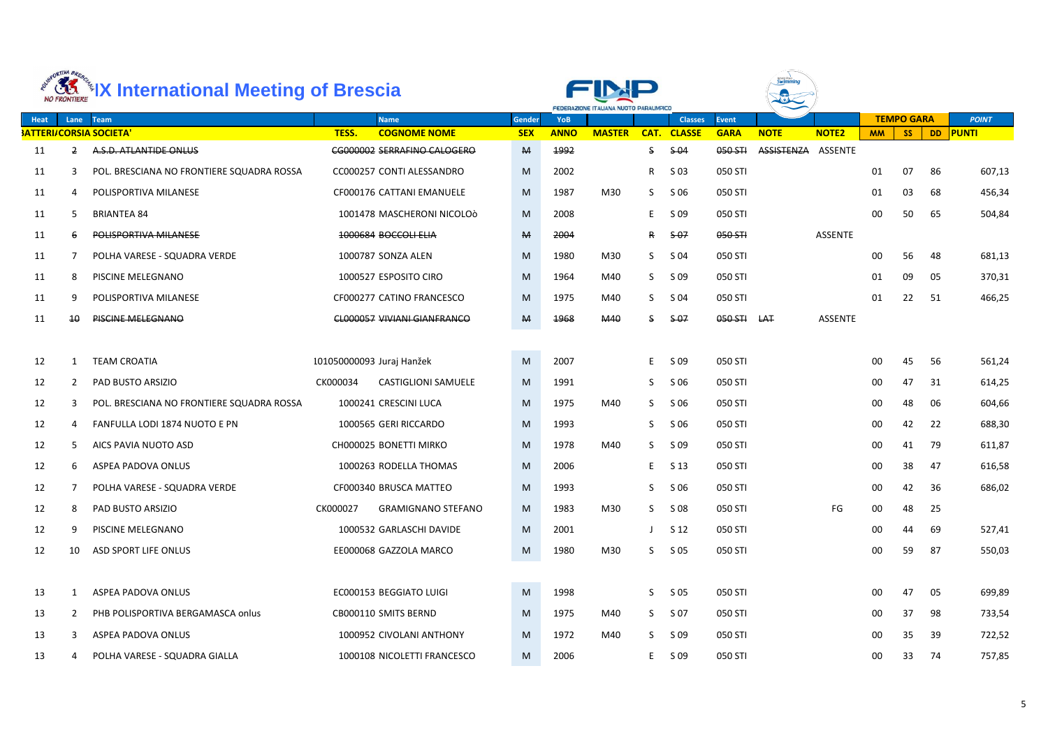# IX International Meeting of Brescia

| Heat | Lane | Team | | Name | Gender | YoB | | | Classes | Event | | | TEMPO GARA | | | POINT |
|---|---|---|---|---|---|---|---|---|---|---|---|---|---|---|---|---|
| BATTERI/CORSIA SOCIETA' | | | TESS. | COGNOME NOME | SEX | ANNO | MASTER | CAT. | CLASSE | GARA | NOTE | NOTE2 | MM | SS | DD | PUNTI |
| 11 | ~~2~~ | ~~A.S.D. ATLANTIDE ONLUS~~ | ~~CG000002~~ | ~~SERRAFINO CALOGERO~~ | ~~M~~ | ~~1992~~ | | ~~S~~ | ~~S 04~~ | ~~050 STI~~ | ~~ASSISTENZA~~ | ASSENTE | | | | |
| 11 | 3 | POL. BRESCIANA NO FRONTIERE SQUADRA ROSSA | CC000257 | CONTI ALESSANDRO | M | 2002 | | R | S 03 | 050 STI | | | 01 | 07 | 86 | 607,13 |
| 11 | 4 | POLISPORTIVA MILANESE | CF000176 | CATTANI EMANUELE | M | 1987 | M30 | S | S 06 | 050 STI | | | 01 | 03 | 68 | 456,34 |
| 11 | 5 | BRIANTEA 84 | 1001478 | MASCHERONI NICOLOò | M | 2008 | | E | S 09 | 050 STI | | | 00 | 50 | 65 | 504,84 |
| 11 | ~~6~~ | ~~POLISPORTIVA MILANESE~~ | ~~1000684~~ | ~~BOCCOLI ELIA~~ | ~~M~~ | ~~2004~~ | | ~~R~~ | ~~S 07~~ | ~~050 STI~~ | | ASSENTE | | | | |
| 11 | 7 | POLHA VARESE - SQUADRA VERDE | 1000787 | SONZA ALEN | M | 1980 | M30 | S | S 04 | 050 STI | | | 00 | 56 | 48 | 681,13 |
| 11 | 8 | PISCINE MELEGNANO | 1000527 | ESPOSITO CIRO | M | 1964 | M40 | S | S 09 | 050 STI | | | 01 | 09 | 05 | 370,31 |
| 11 | 9 | POLISPORTIVA MILANESE | CF000277 | CATINO FRANCESCO | M | 1975 | M40 | S | S 04 | 050 STI | | | 01 | 22 | 51 | 466,25 |
| 11 | ~~10~~ | ~~PISCINE MELEGNANO~~ | ~~CL000057~~ | ~~VIVIANI GIANFRANCO~~ | ~~M~~ | ~~1968~~ | ~~M40~~ | ~~S~~ | ~~S 07~~ | ~~050 STI~~ | ~~LAT~~ | ASSENTE | | | | |
| 12 | 1 | TEAM CROATIA | 101050000093 | Juraj Hanžek | M | 2007 | | E | S 09 | 050 STI | | | 00 | 45 | 56 | 561,24 |
| 12 | 2 | PAD BUSTO ARSIZIO | CK000034 | CASTIGLIONI SAMUELE | M | 1991 | | S | S 06 | 050 STI | | | 00 | 47 | 31 | 614,25 |
| 12 | 3 | POL. BRESCIANA NO FRONTIERE SQUADRA ROSSA | 1000241 | CRESCINI LUCA | M | 1975 | M40 | S | S 06 | 050 STI | | | 00 | 48 | 06 | 604,66 |
| 12 | 4 | FANFULLA LODI 1874 NUOTO E PN | 1000565 | GERI RICCARDO | M | 1993 | | S | S 06 | 050 STI | | | 00 | 42 | 22 | 688,30 |
| 12 | 5 | AICS PAVIA NUOTO ASD | CH000025 | BONETTI MIRKO | M | 1978 | M40 | S | S 09 | 050 STI | | | 00 | 41 | 79 | 611,87 |
| 12 | 6 | ASPEA PADOVA ONLUS | 1000263 | RODELLA THOMAS | M | 2006 | | E | S 13 | 050 STI | | | 00 | 38 | 47 | 616,58 |
| 12 | 7 | POLHA VARESE - SQUADRA VERDE | CF000340 | BRUSCA MATTEO | M | 1993 | | S | S 06 | 050 STI | | | 00 | 42 | 36 | 686,02 |
| 12 | 8 | PAD BUSTO ARSIZIO | CK000027 | GRAMIGNANO STEFANO | M | 1983 | M30 | S | S 08 | 050 STI | | FG | 00 | 48 | 25 | |
| 12 | 9 | PISCINE MELEGNANO | 1000532 | GARLASCHI DAVIDE | M | 2001 | | J | S 12 | 050 STI | | | 00 | 44 | 69 | 527,41 |
| 12 | 10 | ASD SPORT LIFE ONLUS | EE000068 | GAZZOLA MARCO | M | 1980 | M30 | S | S 05 | 050 STI | | | 00 | 59 | 87 | 550,03 |
| 13 | 1 | ASPEA PADOVA ONLUS | EC000153 | BEGGIATO LUIGI | M | 1998 | | S | S 05 | 050 STI | | | 00 | 47 | 05 | 699,89 |
| 13 | 2 | PHB POLISPORTIVA BERGAMASCA onlus | CB000110 | SMITS BERND | M | 1975 | M40 | S | S 07 | 050 STI | | | 00 | 37 | 98 | 733,54 |
| 13 | 3 | ASPEA PADOVA ONLUS | 1000952 | CIVOLANI ANTHONY | M | 1972 | M40 | S | S 09 | 050 STI | | | 00 | 35 | 39 | 722,52 |
| 13 | 4 | POLHA VARESE - SQUADRA GIALLA | 1000108 | NICOLETTI FRANCESCO | M | 2006 | | E | S 09 | 050 STI | | | 00 | 33 | 74 | 757,85 |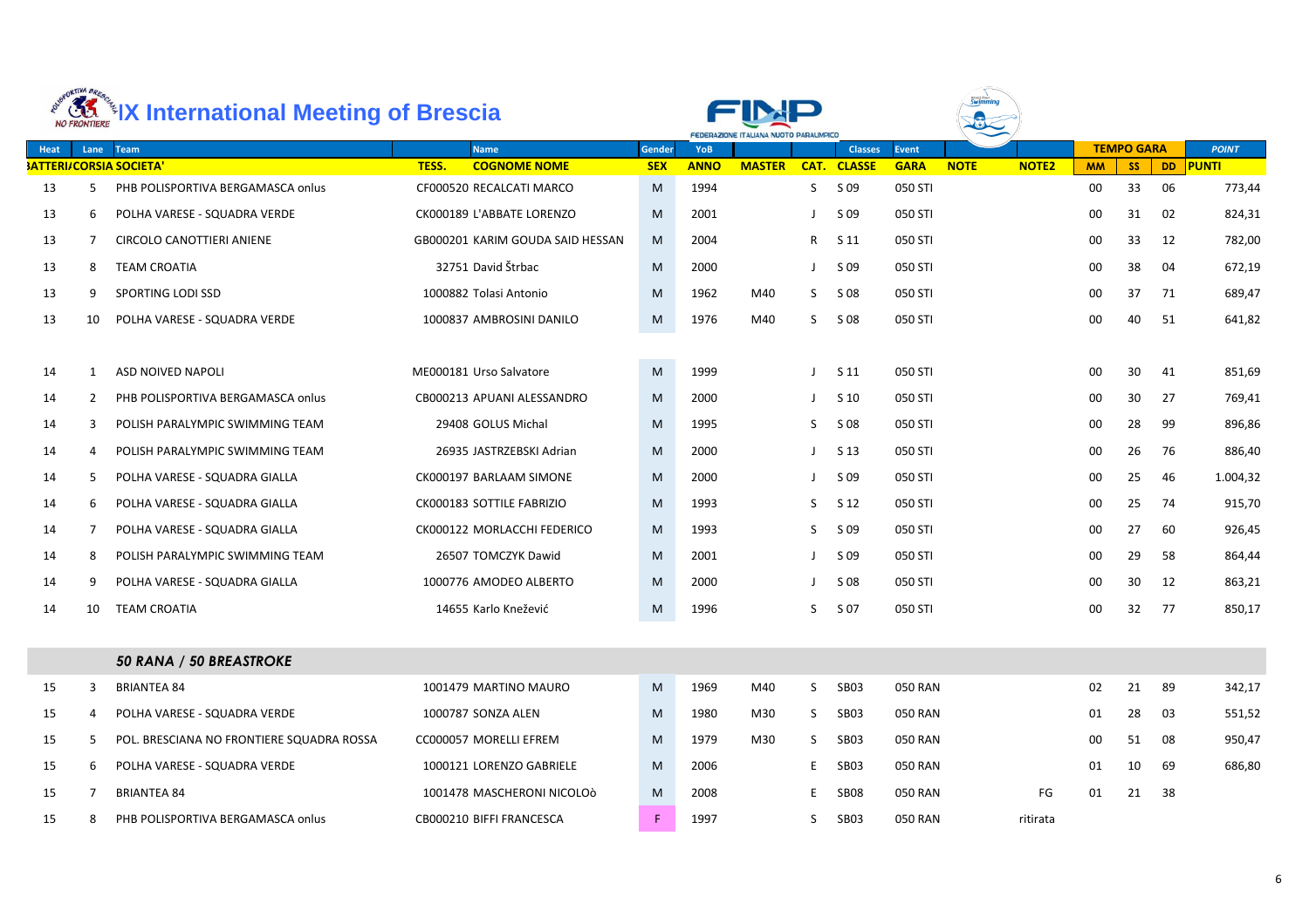# IX International Meeting of Brescia

| Heat | Lane | Team | | Name | Gender | YoB | | | Classes | Event | | | TEMPO GARA | | | POINT |
|---|---|---|---|---|---|---|---|---|---|---|---|---|---|---|---|---|
| BATTERI/CORSIA SOCIETA' | | | TESS. | COGNOME NOME | SEX | ANNO | MASTER | CAT. | CLASSE | GARA | NOTE | NOTE2 | MM | SS | DD | PUNTI |
| 13 | 5 | PHB POLISPORTIVA BERGAMASCA onlus | CF000520 | RECALCATI MARCO | M | 1994 | | S | S 09 | 050 STI | | | 00 | 33 | 06 | 773,44 |
| 13 | 6 | POLHA VARESE - SQUADRA VERDE | CK000189 | L'ABBATE LORENZO | M | 2001 | | J | S 09 | 050 STI | | | 00 | 31 | 02 | 824,31 |
| 13 | 7 | CIRCOLO CANOTTIERI ANIENE | GB000201 | KARIM GOUDA SAID HESSAN | M | 2004 | | R | S 11 | 050 STI | | | 00 | 33 | 12 | 782,00 |
| 13 | 8 | TEAM CROATIA | 32751 | David Štrbac | M | 2000 | | J | S 09 | 050 STI | | | 00 | 38 | 04 | 672,19 |
| 13 | 9 | SPORTING LODI SSD | 1000882 | Tolasi Antonio | M | 1962 | M40 | S | S 08 | 050 STI | | | 00 | 37 | 71 | 689,47 |
| 13 | 10 | POLHA VARESE - SQUADRA VERDE | 1000837 | AMBROSINI DANILO | M | 1976 | M40 | S | S 08 | 050 STI | | | 00 | 40 | 51 | 641,82 |
| 14 | 1 | ASD NOIVED NAPOLI | ME000181 | Urso Salvatore | M | 1999 | | J | S 11 | 050 STI | | | 00 | 30 | 41 | 851,69 |
| 14 | 2 | PHB POLISPORTIVA BERGAMASCA onlus | CB000213 | APUANI ALESSANDRO | M | 2000 | | J | S 10 | 050 STI | | | 00 | 30 | 27 | 769,41 |
| 14 | 3 | POLISH PARALYMPIC SWIMMING TEAM | 29408 | GOLUS Michal | M | 1995 | | S | S 08 | 050 STI | | | 00 | 28 | 99 | 896,86 |
| 14 | 4 | POLISH PARALYMPIC SWIMMING TEAM | 26935 | JASTRZEBSKI Adrian | M | 2000 | | J | S 13 | 050 STI | | | 00 | 26 | 76 | 886,40 |
| 14 | 5 | POLHA VARESE - SQUADRA GIALLA | CK000197 | BARLAAM SIMONE | M | 2000 | | J | S 09 | 050 STI | | | 00 | 25 | 46 | 1.004,32 |
| 14 | 6 | POLHA VARESE - SQUADRA GIALLA | CK000183 | SOTTILE FABRIZIO | M | 1993 | | S | S 12 | 050 STI | | | 00 | 25 | 74 | 915,70 |
| 14 | 7 | POLHA VARESE - SQUADRA GIALLA | CK000122 | MORLACCHI FEDERICO | M | 1993 | | S | S 09 | 050 STI | | | 00 | 27 | 60 | 926,45 |
| 14 | 8 | POLISH PARALYMPIC SWIMMING TEAM | 26507 | TOMCZYK Dawid | M | 2001 | | J | S 09 | 050 STI | | | 00 | 29 | 58 | 864,44 |
| 14 | 9 | POLHA VARESE - SQUADRA GIALLA | 1000776 | AMODEO ALBERTO | M | 2000 | | J | S 08 | 050 STI | | | 00 | 30 | 12 | 863,21 |
| 14 | 10 | TEAM CROATIA | 14655 | Karlo Knežević | M | 1996 | | S | S 07 | 050 STI | | | 00 | 32 | 77 | 850,17 |
| | | ***50 RANA / 50 BREASTROKE*** | | | | | | | | | | | | | | |
| 15 | 3 | BRIANTEA 84 | 1001479 | MARTINO MAURO | M | 1969 | M40 | S | SB03 | 050 RAN | | | 02 | 21 | 89 | 342,17 |
| 15 | 4 | POLHA VARESE - SQUADRA VERDE | 1000787 | SONZA ALEN | M | 1980 | M30 | S | SB03 | 050 RAN | | | 01 | 28 | 03 | 551,52 |
| 15 | 5 | POL. BRESCIANA NO FRONTIERE SQUADRA ROSSA | CC000057 | MORELLI EFREM | M | 1979 | M30 | S | SB03 | 050 RAN | | | 00 | 51 | 08 | 950,47 |
| 15 | 6 | POLHA VARESE - SQUADRA VERDE | 1000121 | LORENZO GABRIELE | M | 2006 | | E | SB03 | 050 RAN | | | 01 | 10 | 69 | 686,80 |
| 15 | 7 | BRIANTEA 84 | 1001478 | MASCHERONI NICOLOò | M | 2008 | | E | SB08 | 050 RAN | | FG | 01 | 21 | 38 | |
| 15 | 8 | PHB POLISPORTIVA BERGAMASCA onlus | CB000210 | BIFFI FRANCESCA | F | 1997 | | S | SB03 | 050 RAN | | ritirata | | | | |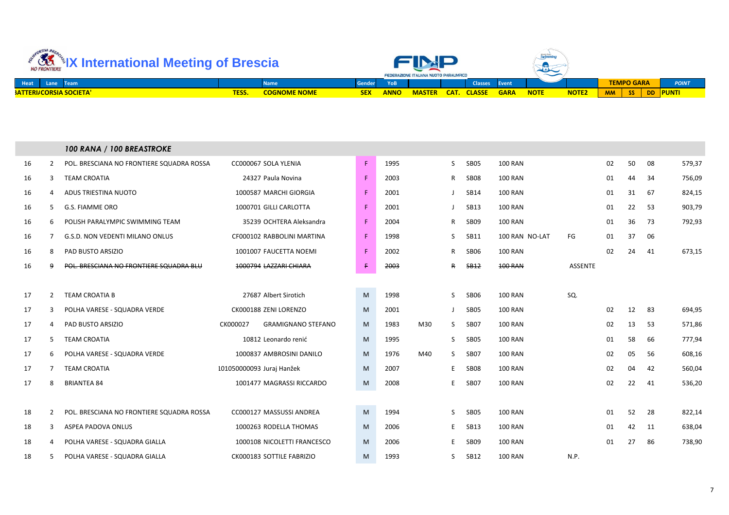# IX International Meeting of Brescia

| Heat | Lane | Team | | Name | Gender | YoB | | | Classes | Event | | | TEMPO GARA | | | POINT |
|---|---|---|---|---|---|---|---|---|---|---|---|---|---|---|---|---|
| BATTERI/CORSIA | | SOCIETA' | TESS. | COGNOME NOME | SEX | ANNO | MASTER | CAT. | CLASSE | GARA | NOTE | NOTE2 | MM | SS | DD | PUNTI |
| | | ***100 RANA / 100 BREASTROKE*** | | | | | | | | | | | | | | |
| 16 | 2 | POL. BRESCIANA NO FRONTIERE SQUADRA ROSSA | CC000067 | SOLA YLENIA | F | 1995 | | S | SB05 | 100 RAN | | | 02 | 50 | 08 | 579,37 |
| 16 | 3 | TEAM CROATIA | 24327 | Paula Novina | F | 2003 | | R | SB08 | 100 RAN | | | 01 | 44 | 34 | 756,09 |
| 16 | 4 | ADUS TRIESTINA NUOTO | 1000587 | MARCHI GIORGIA | F | 2001 | | J | SB14 | 100 RAN | | | 01 | 31 | 67 | 824,15 |
| 16 | 5 | G.S. FIAMME ORO | 1000701 | GILLI CARLOTTA | F | 2001 | | J | SB13 | 100 RAN | | | 01 | 22 | 53 | 903,79 |
| 16 | 6 | POLISH PARALYMPIC SWIMMING TEAM | 35239 | OCHTERA Aleksandra | F | 2004 | | R | SB09 | 100 RAN | | | 01 | 36 | 73 | 792,93 |
| 16 | 7 | G.S.D. NON VEDENTI MILANO ONLUS | CF000102 | RABBOLINI MARTINA | F | 1998 | | S | SB11 | 100 RAN | NO-LAT | FG | 01 | 37 | 06 | |
| 16 | 8 | PAD BUSTO ARSIZIO | 1001007 | FAUCETTA NOEMI | F | 2002 | | R | SB06 | 100 RAN | | | 02 | 24 | 41 | 673,15 |
| 16 | ~~9~~ | ~~POL. BRESCIANA NO FRONTIERE SQUADRA BLU~~ | ~~1000794~~ | ~~LAZZARI CHIARA~~ | ~~F~~ | ~~2003~~ | | ~~R~~ | ~~SB12~~ | ~~100 RAN~~ | | ASSENTE | | | | |
| 17 | 2 | TEAM CROATIA B | 27687 | Albert Sirotich | M | 1998 | | S | SB06 | 100 RAN | | SQ. | | | | |
| 17 | 3 | POLHA VARESE - SQUADRA VERDE | CK000188 | ZENI LORENZO | M | 2001 | | J | SB05 | 100 RAN | | | 02 | 12 | 83 | 694,95 |
| 17 | 4 | PAD BUSTO ARSIZIO | CK000027 | GRAMIGNANO STEFANO | M | 1983 | M30 | S | SB07 | 100 RAN | | | 02 | 13 | 53 | 571,86 |
| 17 | 5 | TEAM CROATIA | 10812 | Leonardo renić | M | 1995 | | S | SB05 | 100 RAN | | | 01 | 58 | 66 | 777,94 |
| 17 | 6 | POLHA VARESE - SQUADRA VERDE | 1000837 | AMBROSINI DANILO | M | 1976 | M40 | S | SB07 | 100 RAN | | | 02 | 05 | 56 | 608,16 |
| 17 | 7 | TEAM CROATIA | 101050000093 | Juraj Hanžek | M | 2007 | | E | SB08 | 100 RAN | | | 02 | 04 | 42 | 560,04 |
| 17 | 8 | BRIANTEA 84 | 1001477 | MAGRASSI RICCARDO | M | 2008 | | E | SB07 | 100 RAN | | | 02 | 22 | 41 | 536,20 |
| 18 | 2 | POL. BRESCIANA NO FRONTIERE SQUADRA ROSSA | CC000127 | MASSUSSI ANDREA | M | 1994 | | S | SB05 | 100 RAN | | | 01 | 52 | 28 | 822,14 |
| 18 | 3 | ASPEA PADOVA ONLUS | 1000263 | RODELLA THOMAS | M | 2006 | | E | SB13 | 100 RAN | | | 01 | 42 | 11 | 638,04 |
| 18 | 4 | POLHA VARESE - SQUADRA GIALLA | 1000108 | NICOLETTI FRANCESCO | M | 2006 | | E | SB09 | 100 RAN | | | 01 | 27 | 86 | 738,90 |
| 18 | 5 | POLHA VARESE - SQUADRA GIALLA | CK000183 | SOTTILE FABRIZIO | M | 1993 | | S | SB12 | 100 RAN | | N.P. | | | | |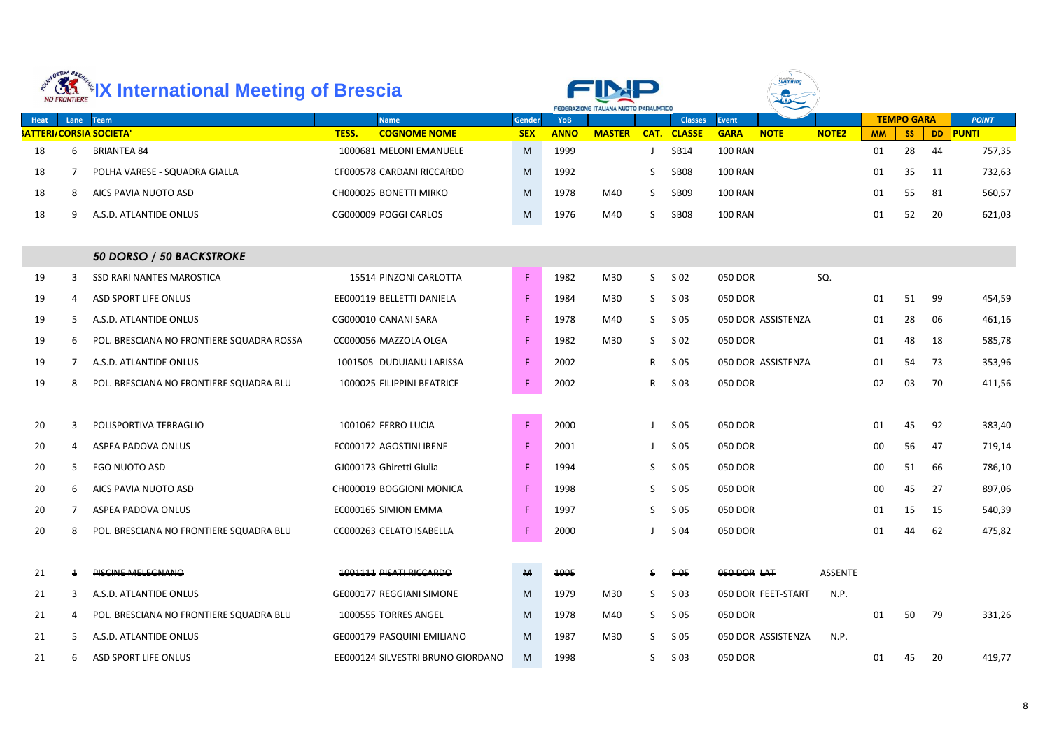# IX International Meeting of Brescia

| Heat | Lane | Team | Name | | Gender | YoB | | | Classes | Event | | | TEMPO GARA | | | POINT |
|---|---|---|---|---|---|---|---|---|---|---|---|---|---|---|---|---|
| BATTERI/CORSIA SOCIETA' | | | TESS. | COGNOME NOME | SEX | ANNO | MASTER | CAT. | CLASSE | GARA | NOTE | NOTE2 | MM | SS | DD | PUNTI |
| 18 | 6 | BRIANTEA 84 | 1000681 | MELONI EMANUELE | M | 1999 | | J | SB14 | 100 RAN | | | 01 | 28 | 44 | 757,35 |
| 18 | 7 | POLHA VARESE - SQUADRA GIALLA | CF000578 | CARDANI RICCARDO | M | 1992 | | S | SB08 | 100 RAN | | | 01 | 35 | 11 | 732,63 |
| 18 | 8 | AICS PAVIA NUOTO ASD | CH000025 | BONETTI MIRKO | M | 1978 | M40 | S | SB09 | 100 RAN | | | 01 | 55 | 81 | 560,57 |
| 18 | 9 | A.S.D. ATLANTIDE ONLUS | CG000009 | POGGI CARLOS | M | 1976 | M40 | S | SB08 | 100 RAN | | | 01 | 52 | 20 | 621,03 |
| | | ***50 DORSO / 50 BACKSTROKE*** | | | | | | | | | | | | | | |
| 19 | 3 | SSD RARI NANTES MAROSTICA | 15514 | PINZONI CARLOTTA | F | 1982 | M30 | S | S 02 | 050 DOR | | SQ. | | | | |
| 19 | 4 | ASD SPORT LIFE ONLUS | EE000119 | BELLETTI DANIELA | F | 1984 | M30 | S | S 03 | 050 DOR | | | 01 | 51 | 99 | 454,59 |
| 19 | 5 | A.S.D. ATLANTIDE ONLUS | CG000010 | CANANI SARA | F | 1978 | M40 | S | S 05 | 050 DOR | ASSISTENZA | | 01 | 28 | 06 | 461,16 |
| 19 | 6 | POL. BRESCIANA NO FRONTIERE SQUADRA ROSSA | CC000056 | MAZZOLA OLGA | F | 1982 | M30 | S | S 02 | 050 DOR | | | 01 | 48 | 18 | 585,78 |
| 19 | 7 | A.S.D. ATLANTIDE ONLUS | 1001505 | DUDUIANU LARISSA | F | 2002 | | R | S 05 | 050 DOR | ASSISTENZA | | 01 | 54 | 73 | 353,96 |
| 19 | 8 | POL. BRESCIANA NO FRONTIERE SQUADRA BLU | 1000025 | FILIPPINI BEATRICE | F | 2002 | | R | S 03 | 050 DOR | | | 02 | 03 | 70 | 411,56 |
| 20 | 3 | POLISPORTIVA TERRAGLIO | 1001062 | FERRO LUCIA | F | 2000 | | J | S 05 | 050 DOR | | | 01 | 45 | 92 | 383,40 |
| 20 | 4 | ASPEA PADOVA ONLUS | EC000172 | AGOSTINI IRENE | F | 2001 | | J | S 05 | 050 DOR | | | 00 | 56 | 47 | 719,14 |
| 20 | 5 | EGO NUOTO ASD | GJ000173 | Ghiretti Giulia | F | 1994 | | S | S 05 | 050 DOR | | | 00 | 51 | 66 | 786,10 |
| 20 | 6 | AICS PAVIA NUOTO ASD | CH000019 | BOGGIONI MONICA | F | 1998 | | S | S 05 | 050 DOR | | | 00 | 45 | 27 | 897,06 |
| 20 | 7 | ASPEA PADOVA ONLUS | EC000165 | SIMION EMMA | F | 1997 | | S | S 05 | 050 DOR | | | 01 | 15 | 15 | 540,39 |
| 20 | 8 | POL. BRESCIANA NO FRONTIERE SQUADRA BLU | CC000263 | CELATO ISABELLA | F | 2000 | | J | S 04 | 050 DOR | | | 01 | 44 | 62 | 475,82 |
| 21 | ~~1~~ | ~~PISCINE MELEGNANO~~ | ~~1001111~~ | ~~PISATI RICCARDO~~ | ~~M~~ | ~~1995~~ | | ~~S~~ | ~~S 05~~ | ~~050 DOR~~ | ~~LAT~~ | ASSENTE | | | | |
| 21 | 3 | A.S.D. ATLANTIDE ONLUS | GE000177 | REGGIANI SIMONE | M | 1979 | M30 | S | S 03 | 050 DOR | FEET-START | N.P. | | | | |
| 21 | 4 | POL. BRESCIANA NO FRONTIERE SQUADRA BLU | 1000555 | TORRES ANGEL | M | 1978 | M40 | S | S 05 | 050 DOR | | | 01 | 50 | 79 | 331,26 |
| 21 | 5 | A.S.D. ATLANTIDE ONLUS | GE000179 | PASQUINI EMILIANO | M | 1987 | M30 | S | S 05 | 050 DOR | ASSISTENZA | N.P. | | | | |
| 21 | 6 | ASD SPORT LIFE ONLUS | EE000124 | SILVESTRI BRUNO GIORDANO | M | 1998 | | S | S 03 | 050 DOR | | | 01 | 45 | 20 | 419,77 |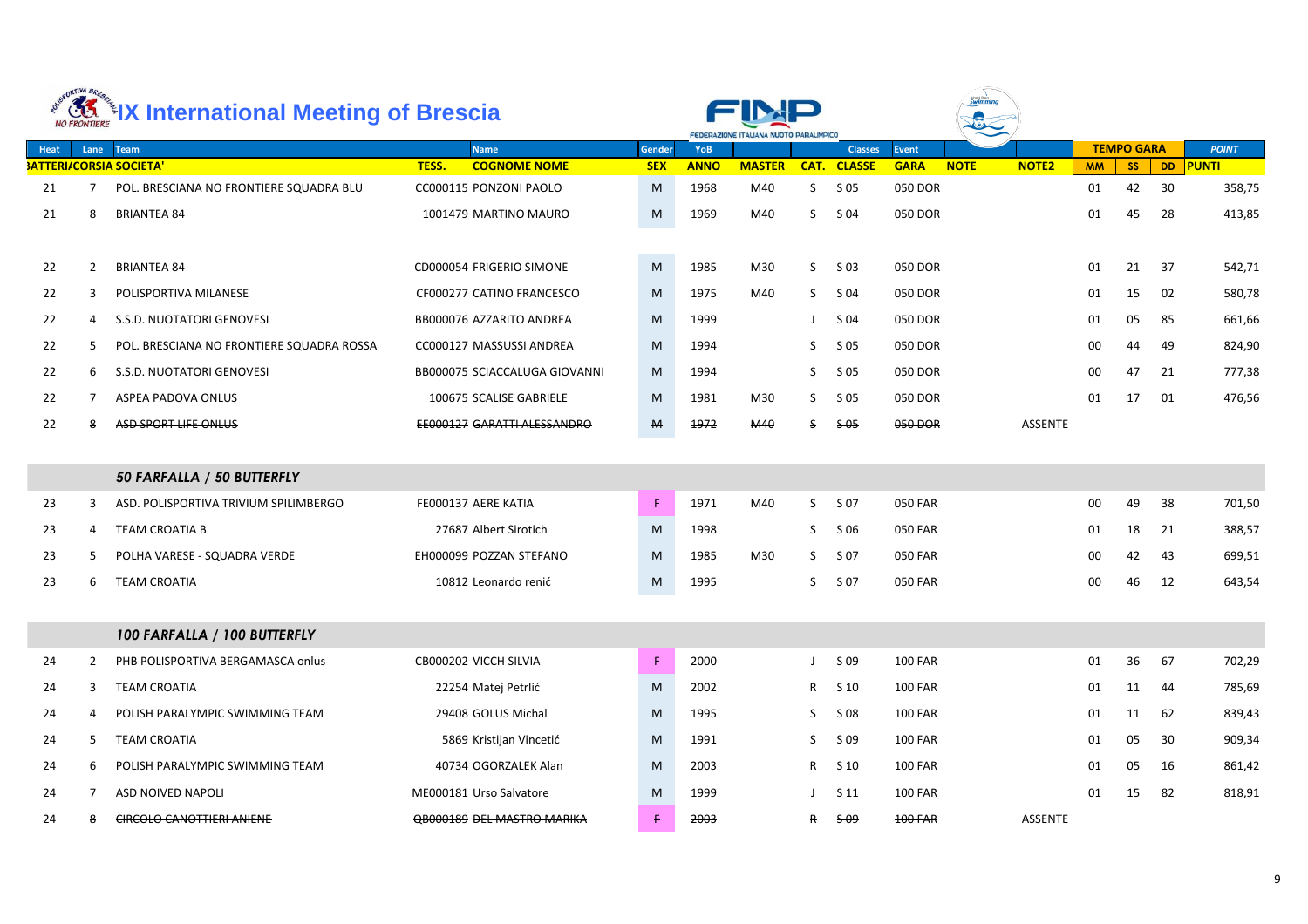# IX International Meeting of Brescia

| Heat | Lane | Team | | Name | Gender | YoB | | | Classes | Event | | | TEMPO GARA | | | POINT |
|---|---|---|---|---|---|---|---|---|---|---|---|---|---|---|---|---|
| BATTERIA/CORSIA SOCIETA' | | | TESS. | COGNOME NOME | SEX | ANNO | MASTER | CAT. | CLASSE | GARA | NOTE | NOTE2 | MM | SS | DD | PUNTI |
| 21 | 7 | POL. BRESCIANA NO FRONTIERE SQUADRA BLU | CC000115 | PONZONI PAOLO | M | 1968 | M40 | S | S 05 | 050 DOR | | | 01 | 42 | 30 | 358,75 |
| 21 | 8 | BRIANTEA 84 | 1001479 | MARTINO MAURO | M | 1969 | M40 | S | S 04 | 050 DOR | | | 01 | 45 | 28 | 413,85 |
| 22 | 2 | BRIANTEA 84 | CD000054 | FRIGERIO SIMONE | M | 1985 | M30 | S | S 03 | 050 DOR | | | 01 | 21 | 37 | 542,71 |
| 22 | 3 | POLISPORTIVA MILANESE | CF000277 | CATINO FRANCESCO | M | 1975 | M40 | S | S 04 | 050 DOR | | | 01 | 15 | 02 | 580,78 |
| 22 | 4 | S.S.D. NUOTATORI GENOVESI | BB000076 | AZZARITO ANDREA | M | 1999 | | J | S 04 | 050 DOR | | | 01 | 05 | 85 | 661,66 |
| 22 | 5 | POL. BRESCIANA NO FRONTIERE SQUADRA ROSSA | CC000127 | MASSUSSI ANDREA | M | 1994 | | S | S 05 | 050 DOR | | | 00 | 44 | 49 | 824,90 |
| 22 | 6 | S.S.D. NUOTATORI GENOVESI | BB000075 | SCIACCALUGA GIOVANNI | M | 1994 | | S | S 05 | 050 DOR | | | 00 | 47 | 21 | 777,38 |
| 22 | 7 | ASPEA PADOVA ONLUS | 100675 | SCALISE GABRIELE | M | 1981 | M30 | S | S 05 | 050 DOR | | | 01 | 17 | 01 | 476,56 |
| 22 | 8 | ~~ASD SPORT LIFE ONLUS~~ | ~~EE000127~~ | ~~GARATTI ALESSANDRO~~ | ~~M~~ | ~~1972~~ | ~~M40~~ | ~~S~~ | ~~S 05~~ | ~~050 DOR~~ | | ASSENTE | | | | |
| | | ***50 FARFALLA / 50 BUTTERFLY*** | | | | | | | | | | | | | | |
| 23 | 3 | ASD. POLISPORTIVA TRIVIUM SPILIMBERGO | FE000137 | AERE KATIA | F | 1971 | M40 | S | S 07 | 050 FAR | | | 00 | 49 | 38 | 701,50 |
| 23 | 4 | TEAM CROATIA B | 27687 | Albert Sirotich | M | 1998 | | S | S 06 | 050 FAR | | | 01 | 18 | 21 | 388,57 |
| 23 | 5 | POLHA VARESE - SQUADRA VERDE | EH000099 | POZZAN STEFANO | M | 1985 | M30 | S | S 07 | 050 FAR | | | 00 | 42 | 43 | 699,51 |
| 23 | 6 | TEAM CROATIA | 10812 | Leonardo renić | M | 1995 | | S | S 07 | 050 FAR | | | 00 | 46 | 12 | 643,54 |
| | | ***100 FARFALLA / 100 BUTTERFLY*** | | | | | | | | | | | | | | |
| 24 | 2 | PHB POLISPORTIVA BERGAMASCA onlus | CB000202 | VICCH SILVIA | F | 2000 | | J | S 09 | 100 FAR | | | 01 | 36 | 67 | 702,29 |
| 24 | 3 | TEAM CROATIA | 22254 | Matej Petrlić | M | 2002 | | R | S 10 | 100 FAR | | | 01 | 11 | 44 | 785,69 |
| 24 | 4 | POLISH PARALYMPIC SWIMMING TEAM | 29408 | GOLUS Michal | M | 1995 | | S | S 08 | 100 FAR | | | 01 | 11 | 62 | 839,43 |
| 24 | 5 | TEAM CROATIA | 5869 | Kristijan Vincetić | M | 1991 | | S | S 09 | 100 FAR | | | 01 | 05 | 30 | 909,34 |
| 24 | 6 | POLISH PARALYMPIC SWIMMING TEAM | 40734 | OGORZALEK Alan | M | 2003 | | R | S 10 | 100 FAR | | | 01 | 05 | 16 | 861,42 |
| 24 | 7 | ASD NOIVED NAPOLI | ME000181 | Urso Salvatore | M | 1999 | | J | S 11 | 100 FAR | | | 01 | 15 | 82 | 818,91 |
| 24 | 8 | ~~CIRCOLO CANOTTIERI ANIENE~~ | ~~QB000189~~ | ~~DEL MASTRO MARIKA~~ | ~~F~~ | ~~2003~~ | | ~~R~~ | ~~S 09~~ | ~~100 FAR~~ | | ASSENTE | | | | |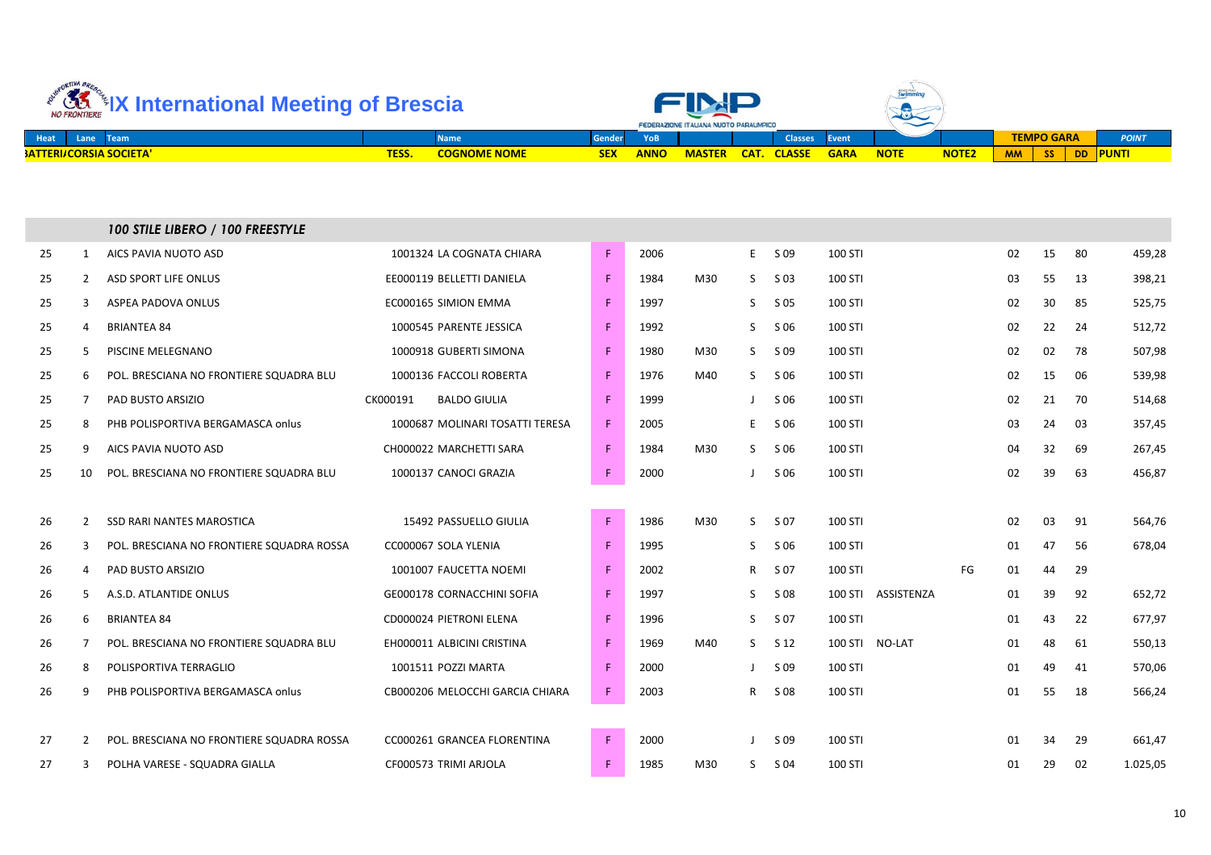# IX International Meeting of Brescia

| Heat | Lane | Team | | Name | Gender | YoB | | | Classes | Event | | | TEMPO GARA | | | POINT |
|---|---|---|---|---|---|---|---|---|---|---|---|---|---|---|---|---|
| BATTERIA | CORSIA | SOCIETA' | TESS. | COGNOME NOME | SEX | ANNO | MASTER | CAT. | CLASSE | GARA | NOTE | NOTE2 | MM | SS | DD | PUNTI |

### 100 STILE LIBERO / 100 FREESTYLE

| Heat | Lane | Team | TESS. | Name | Gender | YoB | MASTER | CAT. | Classes | Event | NOTE | NOTE2 | MM | SS | DD | POINT |
|---|---|---|---|---|---|---|---|---|---|---|---|---|---|---|---|---|
| 25 | 1 | AICS PAVIA NUOTO ASD | 1001324 | LA COGNATA CHIARA | F | 2006 | | E | S 09 | 100 STI | | | 02 | 15 | 80 | 459,28 |
| 25 | 2 | ASD SPORT LIFE ONLUS | EE000119 | BELLETTI DANIELA | F | 1984 | M30 | S | S 03 | 100 STI | | | 03 | 55 | 13 | 398,21 |
| 25 | 3 | ASPEA PADOVA ONLUS | EC000165 | SIMION EMMA | F | 1997 | | S | S 05 | 100 STI | | | 02 | 30 | 85 | 525,75 |
| 25 | 4 | BRIANTEA 84 | 1000545 | PARENTE JESSICA | F | 1992 | | S | S 06 | 100 STI | | | 02 | 22 | 24 | 512,72 |
| 25 | 5 | PISCINE MELEGNANO | 1000918 | GUBERTI SIMONA | F | 1980 | M30 | S | S 09 | 100 STI | | | 02 | 02 | 78 | 507,98 |
| 25 | 6 | POL. BRESCIANA NO FRONTIERE SQUADRA BLU | 1000136 | FACCOLI ROBERTA | F | 1976 | M40 | S | S 06 | 100 STI | | | 02 | 15 | 06 | 539,98 |
| 25 | 7 | PAD BUSTO ARSIZIO | CK000191 | BALDO GIULIA | F | 1999 | | J | S 06 | 100 STI | | | 02 | 21 | 70 | 514,68 |
| 25 | 8 | PHB POLISPORTIVA BERGAMASCA onlus | 1000687 | MOLINARI TOSATTI TERESA | F | 2005 | | E | S 06 | 100 STI | | | 03 | 24 | 03 | 357,45 |
| 25 | 9 | AICS PAVIA NUOTO ASD | CH000022 | MARCHETTI SARA | F | 1984 | M30 | S | S 06 | 100 STI | | | 04 | 32 | 69 | 267,45 |
| 25 | 10 | POL. BRESCIANA NO FRONTIERE SQUADRA BLU | 1000137 | CANOCI GRAZIA | F | 2000 | | J | S 06 | 100 STI | | | 02 | 39 | 63 | 456,87 |
| 26 | 2 | SSD RARI NANTES MAROSTICA | 15492 | PASSUELLO GIULIA | F | 1986 | M30 | S | S 07 | 100 STI | | | 02 | 03 | 91 | 564,76 |
| 26 | 3 | POL. BRESCIANA NO FRONTIERE SQUADRA ROSSA | CC000067 | SOLA YLENIA | F | 1995 | | S | S 06 | 100 STI | | | 01 | 47 | 56 | 678,04 |
| 26 | 4 | PAD BUSTO ARSIZIO | 1001007 | FAUCETTA NOEMI | F | 2002 | | R | S 07 | 100 STI | | FG | 01 | 44 | 29 | |
| 26 | 5 | A.S.D. ATLANTIDE ONLUS | GE000178 | CORNACCHINI SOFIA | F | 1997 | | S | S 08 | 100 STI | ASSISTENZA | | 01 | 39 | 92 | 652,72 |
| 26 | 6 | BRIANTEA 84 | CD000024 | PIETRONI ELENA | F | 1996 | | S | S 07 | 100 STI | | | 01 | 43 | 22 | 677,97 |
| 26 | 7 | POL. BRESCIANA NO FRONTIERE SQUADRA BLU | EH000011 | ALBICINI CRISTINA | F | 1969 | M40 | S | S 12 | 100 STI | NO-LAT | | 01 | 48 | 61 | 550,13 |
| 26 | 8 | POLISPORTIVA TERRAGLIO | 1001511 | POZZI MARTA | F | 2000 | | J | S 09 | 100 STI | | | 01 | 49 | 41 | 570,06 |
| 26 | 9 | PHB POLISPORTIVA BERGAMASCA onlus | CB000206 | MELOCCHI GARCIA CHIARA | F | 2003 | | R | S 08 | 100 STI | | | 01 | 55 | 18 | 566,24 |
| 27 | 2 | POL. BRESCIANA NO FRONTIERE SQUADRA ROSSA | CC000261 | GRANCEA FLORENTINA | F | 2000 | | J | S 09 | 100 STI | | | 01 | 34 | 29 | 661,47 |
| 27 | 3 | POLHA VARESE - SQUADRA GIALLA | CF000573 | TRIMI ARJOLA | F | 1985 | M30 | S | S 04 | 100 STI | | | 01 | 29 | 02 | 1.025,05 |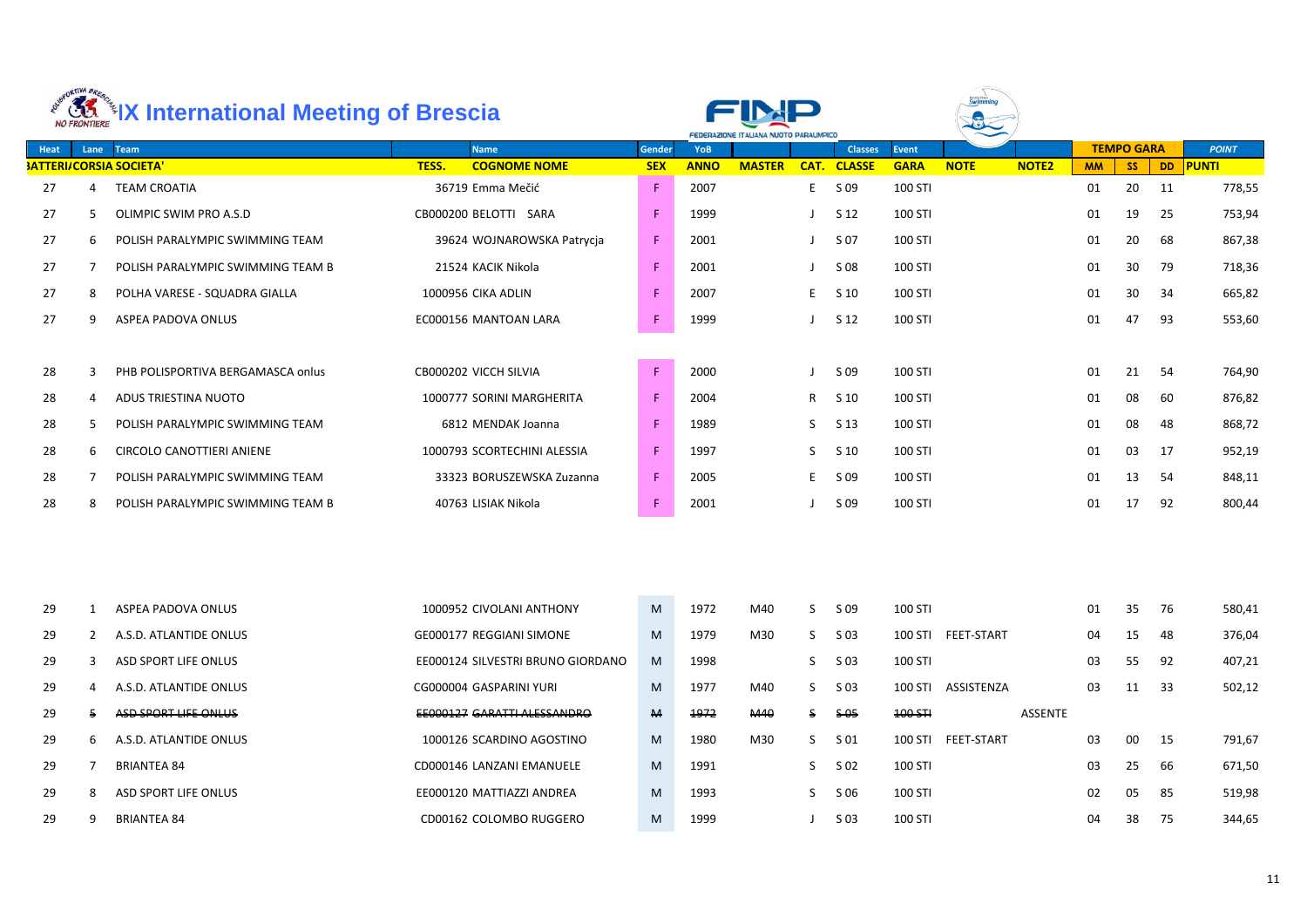# IX International Meeting of Brescia

| Heat | Lane | Team | | Name | Gender | YoB | | | Classes | Event | | | TEMPO GARA | | | POINT |
|---|---|---|---|---|---|---|---|---|---|---|---|---|---|---|---|---|
| BATTERIA | CORSIA | SOCIETA' | TESS. | COGNOME NOME | SEX | ANNO | MASTER | CAT. | CLASSE | GARA | NOTE | NOTE2 | MM | SS | DD | PUNTI |
| 27 | 4 | TEAM CROATIA | 36719 | Emma Mečić | F | 2007 | | E | S 09 | 100 STI | | | 01 | 20 | 11 | 778,55 |
| 27 | 5 | OLIMPIC SWIM PRO A.S.D | CB000200 | BELOTTI SARA | F | 1999 | | J | S 12 | 100 STI | | | 01 | 19 | 25 | 753,94 |
| 27 | 6 | POLISH PARALYMPIC SWIMMING TEAM | 39624 | WOJNAROWSKA Patrycja | F | 2001 | | J | S 07 | 100 STI | | | 01 | 20 | 68 | 867,38 |
| 27 | 7 | POLISH PARALYMPIC SWIMMING TEAM B | 21524 | KACIK Nikola | F | 2001 | | J | S 08 | 100 STI | | | 01 | 30 | 79 | 718,36 |
| 27 | 8 | POLHA VARESE - SQUADRA GIALLA | 1000956 | CIKA ADLIN | F | 2007 | | E | S 10 | 100 STI | | | 01 | 30 | 34 | 665,82 |
| 27 | 9 | ASPEA PADOVA ONLUS | EC000156 | MANTOAN LARA | F | 1999 | | J | S 12 | 100 STI | | | 01 | 47 | 93 | 553,60 |
| 28 | 3 | PHB POLISPORTIVA BERGAMASCA onlus | CB000202 | VICCH SILVIA | F | 2000 | | J | S 09 | 100 STI | | | 01 | 21 | 54 | 764,90 |
| 28 | 4 | ADUS TRIESTINA NUOTO | 1000777 | SORINI MARGHERITA | F | 2004 | | R | S 10 | 100 STI | | | 01 | 08 | 60 | 876,82 |
| 28 | 5 | POLISH PARALYMPIC SWIMMING TEAM | 6812 | MENDAK Joanna | F | 1989 | | S | S 13 | 100 STI | | | 01 | 08 | 48 | 868,72 |
| 28 | 6 | CIRCOLO CANOTTIERI ANIENE | 1000793 | SCORTECHINI ALESSIA | F | 1997 | | S | S 10 | 100 STI | | | 01 | 03 | 17 | 952,19 |
| 28 | 7 | POLISH PARALYMPIC SWIMMING TEAM | 33323 | BORUSZEWSKA Zuzanna | F | 2005 | | E | S 09 | 100 STI | | | 01 | 13 | 54 | 848,11 |
| 28 | 8 | POLISH PARALYMPIC SWIMMING TEAM B | 40763 | LISIAK Nikola | F | 2001 | | J | S 09 | 100 STI | | | 01 | 17 | 92 | 800,44 |
| 29 | 1 | ASPEA PADOVA ONLUS | 1000952 | CIVOLANI ANTHONY | M | 1972 | M40 | S | S 09 | 100 STI | | | 01 | 35 | 76 | 580,41 |
| 29 | 2 | A.S.D. ATLANTIDE ONLUS | GE000177 | REGGIANI SIMONE | M | 1979 | M30 | S | S 03 | 100 STI | FEET-START | | 04 | 15 | 48 | 376,04 |
| 29 | 3 | ASD SPORT LIFE ONLUS | EE000124 | SILVESTRI BRUNO GIORDANO | M | 1998 | | S | S 03 | 100 STI | | | 03 | 55 | 92 | 407,21 |
| 29 | 4 | A.S.D. ATLANTIDE ONLUS | CG000004 | GASPARINI YURI | M | 1977 | M40 | S | S 03 | 100 STI | ASSISTENZA | | 03 | 11 | 33 | 502,12 |
| ~~29~~ | ~~5~~ | ~~ASD SPORT LIFE ONLUS~~ | ~~EE000127~~ | ~~GARATTI ALESSANDRO~~ | ~~M~~ | ~~1972~~ | ~~M40~~ | ~~S~~ | ~~S 05~~ | ~~100 STI~~ | | ASSENTE | | | | |
| 29 | 6 | A.S.D. ATLANTIDE ONLUS | 1000126 | SCARDINO AGOSTINO | M | 1980 | M30 | S | S 01 | 100 STI | FEET-START | | 03 | 00 | 15 | 791,67 |
| 29 | 7 | BRIANTEA 84 | CD000146 | LANZANI EMANUELE | M | 1991 | | S | S 02 | 100 STI | | | 03 | 25 | 66 | 671,50 |
| 29 | 8 | ASD SPORT LIFE ONLUS | EE000120 | MATTIAZZI ANDREA | M | 1993 | | S | S 06 | 100 STI | | | 02 | 05 | 85 | 519,98 |
| 29 | 9 | BRIANTEA 84 | CD00162 | COLOMBO RUGGERO | M | 1999 | | J | S 03 | 100 STI | | | 04 | 38 | 75 | 344,65 |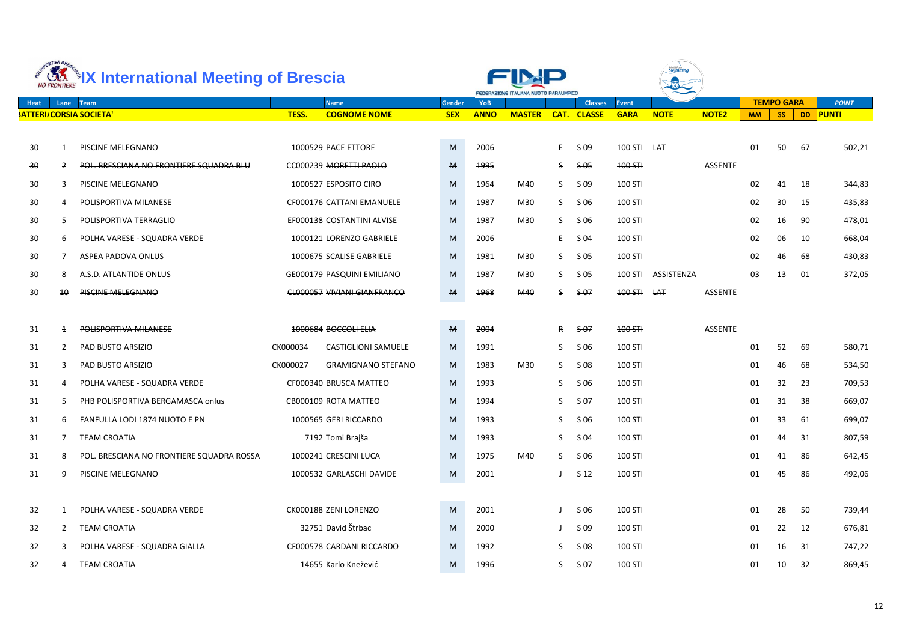# IX International Meeting of Brescia

| Heat | Lane | Team | | Name | Gender | YoB | | | Classes | Event | | | TEMPO GARA | | | POINT |
|---|---|---|---|---|---|---|---|---|---|---|---|---|---|---|---|---|
| BATTERIA | CORSIA | SOCIETA' | TESS. | COGNOME NOME | SEX | ANNO | MASTER | CAT. | CLASSE | GARA | NOTE | NOTE2 | MM | SS | DD | PUNTI |
| 30 | 1 | PISCINE MELEGNANO | 1000529 | PACE ETTORE | M | 2006 | | E | S 09 | 100 STI | LAT | | 01 | 50 | 67 | 502,21 |
| ~~30~~ | ~~2~~ | ~~POL. BRESCIANA NO FRONTIERE SQUADRA BLU~~ | ~~CC000239~~ | ~~MORETTI PAOLO~~ | ~~M~~ | ~~1995~~ | | ~~S~~ | ~~S 05~~ | ~~100 STI~~ | | ASSENTE | | | | |
| 30 | 3 | PISCINE MELEGNANO | 1000527 | ESPOSITO CIRO | M | 1964 | M40 | S | S 09 | 100 STI | | | 02 | 41 | 18 | 344,83 |
| 30 | 4 | POLISPORTIVA MILANESE | CF000176 | CATTANI EMANUELE | M | 1987 | M30 | S | S 06 | 100 STI | | | 02 | 30 | 15 | 435,83 |
| 30 | 5 | POLISPORTIVA TERRAGLIO | EF000138 | COSTANTINI ALVISE | M | 1987 | M30 | S | S 06 | 100 STI | | | 02 | 16 | 90 | 478,01 |
| 30 | 6 | POLHA VARESE - SQUADRA VERDE | 1000121 | LORENZO GABRIELE | M | 2006 | | E | S 04 | 100 STI | | | 02 | 06 | 10 | 668,04 |
| 30 | 7 | ASPEA PADOVA ONLUS | 1000675 | SCALISE GABRIELE | M | 1981 | M30 | S | S 05 | 100 STI | | | 02 | 46 | 68 | 430,83 |
| 30 | 8 | A.S.D. ATLANTIDE ONLUS | GE000179 | PASQUINI EMILIANO | M | 1987 | M30 | S | S 05 | 100 STI | ASSISTENZA | | 03 | 13 | 01 | 372,05 |
| 30 | ~~10~~ | ~~PISCINE MELEGNANO~~ | ~~CL000057~~ | ~~VIVIANI GIANFRANCO~~ | ~~M~~ | ~~1968~~ | ~~M40~~ | ~~S~~ | ~~S 07~~ | ~~100 STI~~ | ~~LAT~~ | ASSENTE | | | | |
| 31 | ~~1~~ | ~~POLISPORTIVA MILANESE~~ | ~~1000684~~ | ~~BOCCOLI ELIA~~ | ~~M~~ | ~~2004~~ | | ~~R~~ | ~~S 07~~ | ~~100 STI~~ | | ASSENTE | | | | |
| 31 | 2 | PAD BUSTO ARSIZIO | CK000034 | CASTIGLIONI SAMUELE | M | 1991 | | S | S 06 | 100 STI | | | 01 | 52 | 69 | 580,71 |
| 31 | 3 | PAD BUSTO ARSIZIO | CK000027 | GRAMIGNANO STEFANO | M | 1983 | M30 | S | S 08 | 100 STI | | | 01 | 46 | 68 | 534,50 |
| 31 | 4 | POLHA VARESE - SQUADRA VERDE | CF000340 | BRUSCA MATTEO | M | 1993 | | S | S 06 | 100 STI | | | 01 | 32 | 23 | 709,53 |
| 31 | 5 | PHB POLISPORTIVA BERGAMASCA onlus | CB000109 | ROTA MATTEO | M | 1994 | | S | S 07 | 100 STI | | | 01 | 31 | 38 | 669,07 |
| 31 | 6 | FANFULLA LODI 1874 NUOTO E PN | 1000565 | GERI RICCARDO | M | 1993 | | S | S 06 | 100 STI | | | 01 | 33 | 61 | 699,07 |
| 31 | 7 | TEAM CROATIA | 7192 | Tomi Brajša | M | 1993 | | S | S 04 | 100 STI | | | 01 | 44 | 31 | 807,59 |
| 31 | 8 | POL. BRESCIANA NO FRONTIERE SQUADRA ROSSA | 1000241 | CRESCINI LUCA | M | 1975 | M40 | S | S 06 | 100 STI | | | 01 | 41 | 86 | 642,45 |
| 31 | 9 | PISCINE MELEGNANO | 1000532 | GARLASCHI DAVIDE | M | 2001 | | J | S 12 | 100 STI | | | 01 | 45 | 86 | 492,06 |
| 32 | 1 | POLHA VARESE - SQUADRA VERDE | CK000188 | ZENI LORENZO | M | 2001 | | J | S 06 | 100 STI | | | 01 | 28 | 50 | 739,44 |
| 32 | 2 | TEAM CROATIA | 32751 | David Štrbac | M | 2000 | | J | S 09 | 100 STI | | | 01 | 22 | 12 | 676,81 |
| 32 | 3 | POLHA VARESE - SQUADRA GIALLA | CF000578 | CARDANI RICCARDO | M | 1992 | | S | S 08 | 100 STI | | | 01 | 16 | 31 | 747,22 |
| 32 | 4 | TEAM CROATIA | 14655 | Karlo Knežević | M | 1996 | | S | S 07 | 100 STI | | | 01 | 10 | 32 | 869,45 |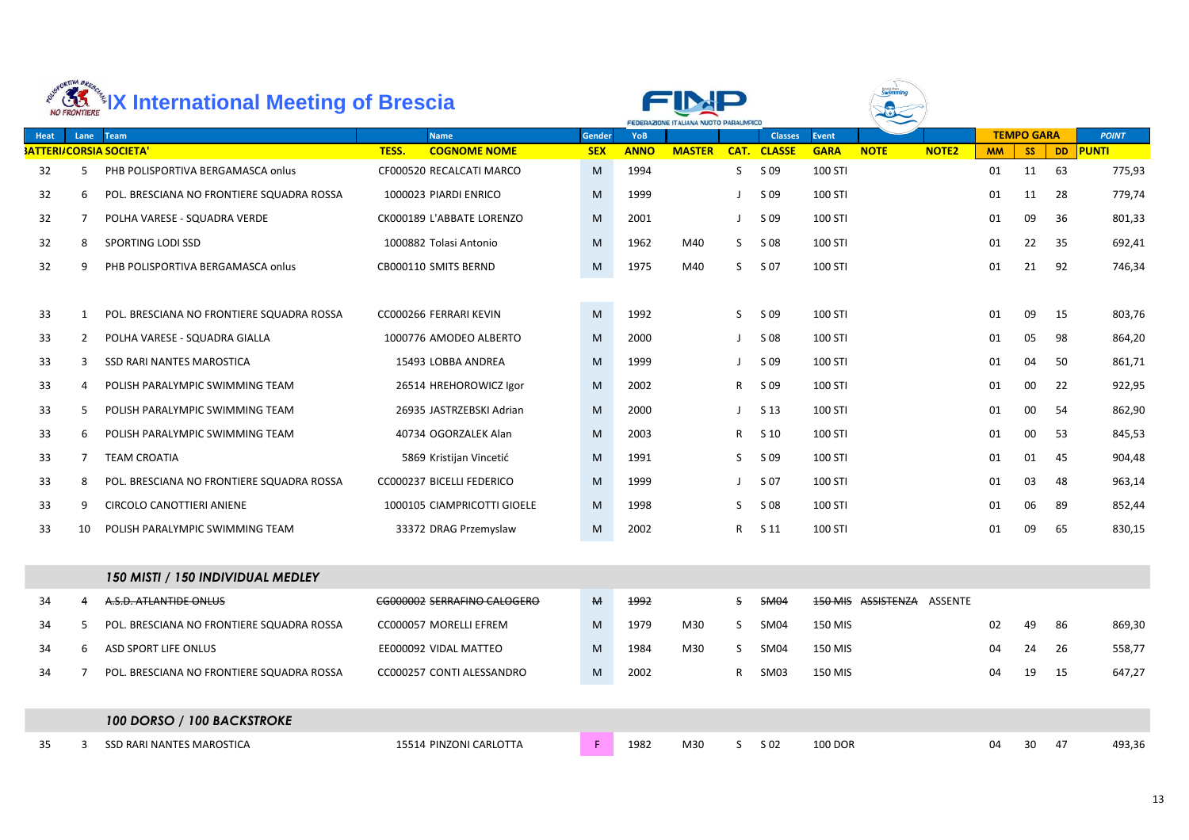# IX International Meeting of Brescia

| Heat | Lane | Team | | Name | Gender | YoB | | | Classes | Event | | | TEMPO GARA | | | POINT |
|---|---|---|---|---|---|---|---|---|---|---|---|---|---|---|---|---|
| BATTERIA | CORSIA | SOCIETA' | TESS. | COGNOME NOME | SEX | ANNO | MASTER | CAT. | CLASSE | GARA | NOTE | NOTE2 | MM | SS | DD | PUNTI |
| 32 | 5 | PHB POLISPORTIVA BERGAMASCA onlus | CF000520 | RECALCATI MARCO | M | 1994 | | S | S 09 | 100 STI | | | 01 | 11 | 63 | 775,93 |
| 32 | 6 | POL. BRESCIANA NO FRONTIERE SQUADRA ROSSA | 1000023 | PIARDI ENRICO | M | 1999 | | J | S 09 | 100 STI | | | 01 | 11 | 28 | 779,74 |
| 32 | 7 | POLHA VARESE - SQUADRA VERDE | CK000189 | L'ABBATE LORENZO | M | 2001 | | J | S 09 | 100 STI | | | 01 | 09 | 36 | 801,33 |
| 32 | 8 | SPORTING LODI SSD | 1000882 | Tolasi Antonio | M | 1962 | M40 | S | S 08 | 100 STI | | | 01 | 22 | 35 | 692,41 |
| 32 | 9 | PHB POLISPORTIVA BERGAMASCA onlus | CB000110 | SMITS BERND | M | 1975 | M40 | S | S 07 | 100 STI | | | 01 | 21 | 92 | 746,34 |
| 33 | 1 | POL. BRESCIANA NO FRONTIERE SQUADRA ROSSA | CC000266 | FERRARI KEVIN | M | 1992 | | S | S 09 | 100 STI | | | 01 | 09 | 15 | 803,76 |
| 33 | 2 | POLHA VARESE - SQUADRA GIALLA | 1000776 | AMODEO ALBERTO | M | 2000 | | J | S 08 | 100 STI | | | 01 | 05 | 98 | 864,20 |
| 33 | 3 | SSD RARI NANTES MAROSTICA | 15493 | LOBBA ANDREA | M | 1999 | | J | S 09 | 100 STI | | | 01 | 04 | 50 | 861,71 |
| 33 | 4 | POLISH PARALYMPIC SWIMMING TEAM | 26514 | HREHOROWICZ Igor | M | 2002 | | R | S 09 | 100 STI | | | 01 | 00 | 22 | 922,95 |
| 33 | 5 | POLISH PARALYMPIC SWIMMING TEAM | 26935 | JASTRZEBSKI Adrian | M | 2000 | | J | S 13 | 100 STI | | | 01 | 00 | 54 | 862,90 |
| 33 | 6 | POLISH PARALYMPIC SWIMMING TEAM | 40734 | OGORZALEK Alan | M | 2003 | | R | S 10 | 100 STI | | | 01 | 00 | 53 | 845,53 |
| 33 | 7 | TEAM CROATIA | 5869 | Kristijan Vincetić | M | 1991 | | S | S 09 | 100 STI | | | 01 | 01 | 45 | 904,48 |
| 33 | 8 | POL. BRESCIANA NO FRONTIERE SQUADRA ROSSA | CC000237 | BICELLI FEDERICO | M | 1999 | | J | S 07 | 100 STI | | | 01 | 03 | 48 | 963,14 |
| 33 | 9 | CIRCOLO CANOTTIERI ANIENE | 1000105 | CIAMPRICOTTI GIOELE | M | 1998 | | S | S 08 | 100 STI | | | 01 | 06 | 89 | 852,44 |
| 33 | 10 | POLISH PARALYMPIC SWIMMING TEAM | 33372 | DRAG Przemyslaw | M | 2002 | | R | S 11 | 100 STI | | | 01 | 09 | 65 | 830,15 |
| | | ***150 MISTI / 150 INDIVIDUAL MEDLEY*** | | | | | | | | | | | | | | |
| 34 | 4 | ~~A.S.D. ATLANTIDE ONLUS~~ | ~~CG000002~~ | ~~SERRAFINO CALOGERO~~ | ~~M~~ | ~~1992~~ | | ~~S~~ | ~~SM04~~ | ~~150 MIS~~ | ~~ASSISTENZA~~ | ASSENTE | | | | |
| 34 | 5 | POL. BRESCIANA NO FRONTIERE SQUADRA ROSSA | CC000057 | MORELLI EFREM | M | 1979 | M30 | S | SM04 | 150 MIS | | | 02 | 49 | 86 | 869,30 |
| 34 | 6 | ASD SPORT LIFE ONLUS | EE000092 | VIDAL MATTEO | M | 1984 | M30 | S | SM04 | 150 MIS | | | 04 | 24 | 26 | 558,77 |
| 34 | 7 | POL. BRESCIANA NO FRONTIERE SQUADRA ROSSA | CC000257 | CONTI ALESSANDRO | M | 2002 | | R | SM03 | 150 MIS | | | 04 | 19 | 15 | 647,27 |
| | | ***100 DORSO / 100 BACKSTROKE*** | | | | | | | | | | | | | | |
| 35 | 3 | SSD RARI NANTES MAROSTICA | 15514 | PINZONI CARLOTTA | F | 1982 | M30 | S | S 02 | 100 DOR | | | 04 | 30 | 47 | 493,36 |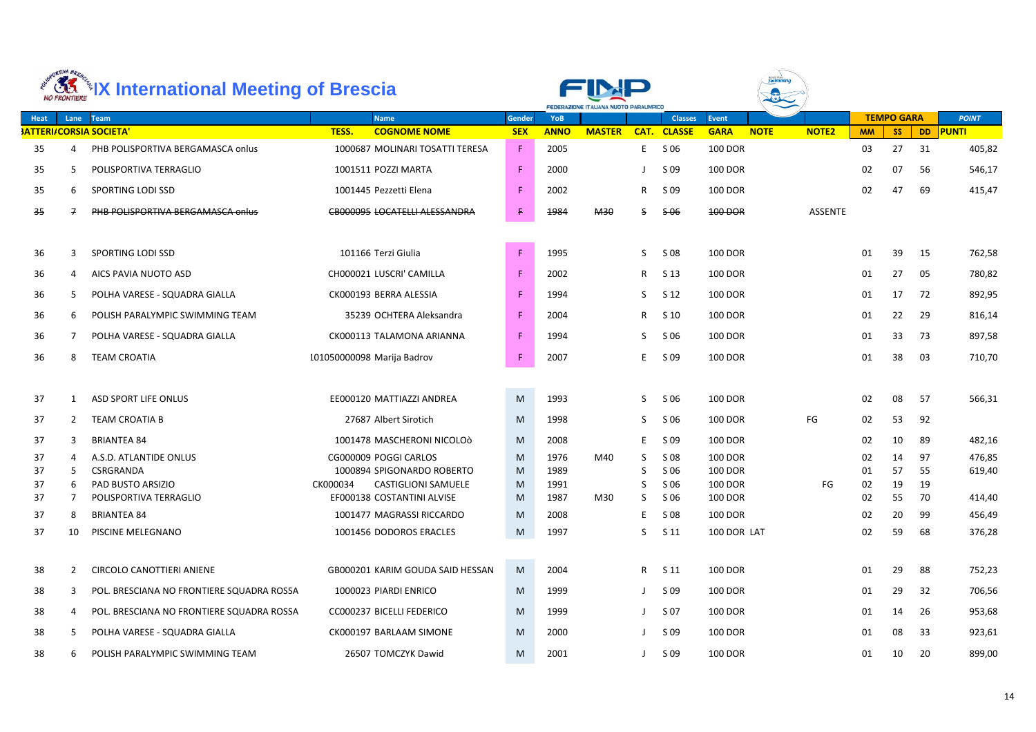# IX International Meeting of Brescia

| Heat | Lane | Team | | Name | Gender | YoB | | | Classes | Event | | | TEMPO GARA | | | POINT |
|---|---|---|---|---|---|---|---|---|---|---|---|---|---|---|---|---|
| BATTERIA | CORSIA | SOCIETA' | TESS. | COGNOME NOME | SEX | ANNO | MASTER | CAT. | CLASSE | GARA | NOTE | NOTE2 | MM | SS | DD | PUNTI |
| 35 | 4 | PHB POLISPORTIVA BERGAMASCA onlus | 1000687 | MOLINARI TOSATTI TERESA | F | 2005 | | E | S 06 | 100 DOR | | | 03 | 27 | 31 | 405,82 |
| 35 | 5 | POLISPORTIVA TERRAGLIO | 1001511 | POZZI MARTA | F | 2000 | | J | S 09 | 100 DOR | | | 02 | 07 | 56 | 546,17 |
| 35 | 6 | SPORTING LODI SSD | 1001445 | Pezzetti Elena | F | 2002 | | R | S 09 | 100 DOR | | | 02 | 47 | 69 | 415,47 |
| ~~35~~ | ~~7~~ | ~~PHB POLISPORTIVA BERGAMASCA onlus~~ | ~~CB000095~~ | ~~LOCATELLI ALESSANDRA~~ | ~~F~~ | ~~1984~~ | ~~M30~~ | ~~S~~ | ~~S 06~~ | ~~100 DOR~~ | | ASSENTE | | | | |
| 36 | 3 | SPORTING LODI SSD | 101166 | Terzi Giulia | F | 1995 | | S | S 08 | 100 DOR | | | 01 | 39 | 15 | 762,58 |
| 36 | 4 | AICS PAVIA NUOTO ASD | CH000021 | LUSCRI' CAMILLA | F | 2002 | | R | S 13 | 100 DOR | | | 01 | 27 | 05 | 780,82 |
| 36 | 5 | POLHA VARESE - SQUADRA GIALLA | CK000193 | BERRA ALESSIA | F | 1994 | | S | S 12 | 100 DOR | | | 01 | 17 | 72 | 892,95 |
| 36 | 6 | POLISH PARALYMPIC SWIMMING TEAM | 35239 | OCHTERA Aleksandra | F | 2004 | | R | S 10 | 100 DOR | | | 01 | 22 | 29 | 816,14 |
| 36 | 7 | POLHA VARESE - SQUADRA GIALLA | CK000113 | TALAMONA ARIANNA | F | 1994 | | S | S 06 | 100 DOR | | | 01 | 33 | 73 | 897,58 |
| 36 | 8 | TEAM CROATIA | 101050000098 | Marija Badrov | F | 2007 | | E | S 09 | 100 DOR | | | 01 | 38 | 03 | 710,70 |
| 37 | 1 | ASD SPORT LIFE ONLUS | EE000120 | MATTIAZZI ANDREA | M | 1993 | | S | S 06 | 100 DOR | | | 02 | 08 | 57 | 566,31 |
| 37 | 2 | TEAM CROATIA B | 27687 | Albert Sirotich | M | 1998 | | S | S 06 | 100 DOR | | FG | 02 | 53 | 92 | |
| 37 | 3 | BRIANTEA 84 | 1001478 | MASCHERONI NICOLOò | M | 2008 | | E | S 09 | 100 DOR | | | 02 | 10 | 89 | 482,16 |
| 37 | 4 | A.S.D. ATLANTIDE ONLUS | CG000009 | POGGI CARLOS | M | 1976 | M40 | S | S 08 | 100 DOR | | | 02 | 14 | 97 | 476,85 |
| 37 | 5 | CSRGRANDA | 1000894 | SPIGONARDO ROBERTO | M | 1989 | | S | S 06 | 100 DOR | | | 01 | 57 | 55 | 619,40 |
| 37 | 6 | PAD BUSTO ARSIZIO | CK000034 | CASTIGLIONI SAMUELE | M | 1991 | | S | S 06 | 100 DOR | | FG | 02 | 19 | 19 | |
| 37 | 7 | POLISPORTIVA TERRAGLIO | EF000138 | COSTANTINI ALVISE | M | 1987 | M30 | S | S 06 | 100 DOR | | | 02 | 55 | 70 | 414,40 |
| 37 | 8 | BRIANTEA 84 | 1001477 | MAGRASSI RICCARDO | M | 2008 | | E | S 08 | 100 DOR | | | 02 | 20 | 99 | 456,49 |
| 37 | 10 | PISCINE MELEGNANO | 1001456 | DODOROS ERACLES | M | 1997 | | S | S 11 | 100 DOR | LAT | | 02 | 59 | 68 | 376,28 |
| 38 | 2 | CIRCOLO CANOTTIERI ANIENE | GB000201 | KARIM GOUDA SAID HESSAN | M | 2004 | | R | S 11 | 100 DOR | | | 01 | 29 | 88 | 752,23 |
| 38 | 3 | POL. BRESCIANA NO FRONTIERE SQUADRA ROSSA | 1000023 | PIARDI ENRICO | M | 1999 | | J | S 09 | 100 DOR | | | 01 | 29 | 32 | 706,56 |
| 38 | 4 | POL. BRESCIANA NO FRONTIERE SQUADRA ROSSA | CC000237 | BICELLI FEDERICO | M | 1999 | | J | S 07 | 100 DOR | | | 01 | 14 | 26 | 953,68 |
| 38 | 5 | POLHA VARESE - SQUADRA GIALLA | CK000197 | BARLAAM SIMONE | M | 2000 | | J | S 09 | 100 DOR | | | 01 | 08 | 33 | 923,61 |
| 38 | 6 | POLISH PARALYMPIC SWIMMING TEAM | 26507 | TOMCZYK Dawid | M | 2001 | | J | S 09 | 100 DOR | | | 01 | 10 | 20 | 899,00 |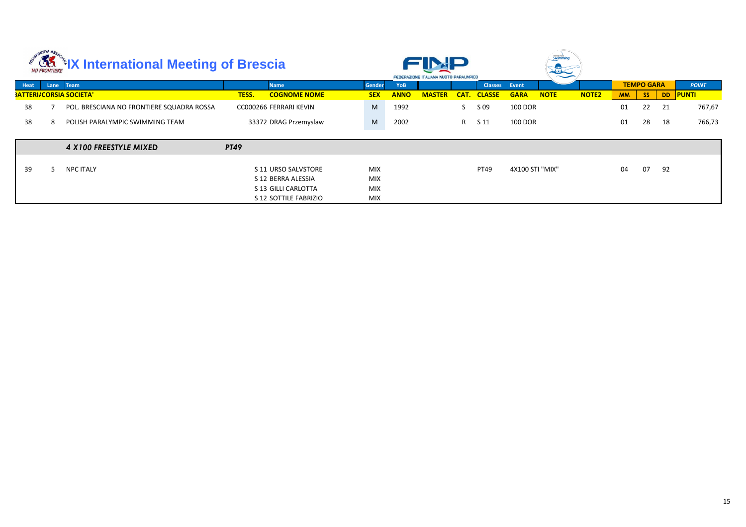# IX International Meeting of Brescia

FEDERAZIONE ITALIANA NUOTO PARALIMPICO

| Heat | Lane | Team | | Name | Gender | YoB | | | Classes | Event | | | TEMPO GARA | | | POINT |
|---|---|---|---|---|---|---|---|---|---|---|---|---|---|---|---|---|
| BATTERIA | CORSIA | SOCIETA' | TESS. | COGNOME NOME | SEX | ANNO | MASTER | CAT. | CLASSE | GARA | NOTE | NOTE2 | MM | SS | DD | PUNTI |
| 38 | 7 | POL. BRESCIANA NO FRONTIERE SQUADRA ROSSA | CC000266 | FERRARI KEVIN | M | 1992 | | S | S 09 | 100 DOR | | | 01 | 22 | 21 | 767,67 |
| 38 | 8 | POLISH PARALYMPIC SWIMMING TEAM | 33372 | DRAG Przemyslaw | M | 2002 | | R | S 11 | 100 DOR | | | 01 | 28 | 18 | 766,73 |

***4 X100 FREESTYLE MIXED*** ***PT49***

| Heat | Lane | Team | | Name | Gender | YoB | | | Classes | Event | | | MM | SS | DD | POINT |
|---|---|---|---|---|---|---|---|---|---|---|---|---|---|---|---|---|
| 39 | 5 | NPC ITALY | S 11 | URSO SALVSTORE | MIX | | | | PT49 | 4X100 STI "MIX" | | | 04 | 07 | 92 | |
| | | | S 12 | BERRA ALESSIA | MIX | | | | | | | | | | | |
| | | | S 13 | GILLI CARLOTTA | MIX | | | | | | | | | | | |
| | | | S 12 | SOTTILE FABRIZIO | MIX | | | | | | | | | | | |